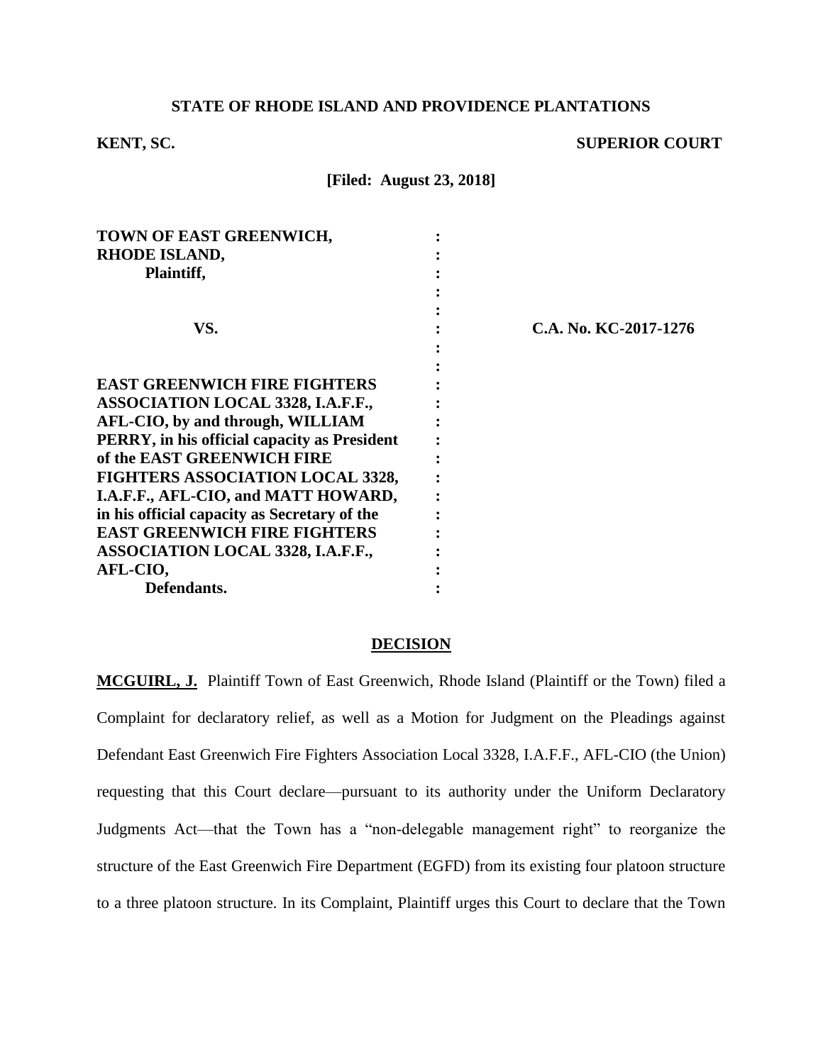**STATE OF RHODE ISLAND AND PROVIDENCE PLANTATIONS**

**KENT, SC.** **SUPERIOR COURT**

**[Filed: August 23, 2018]**

| | | |
|---|---|---|
| **TOWN OF EAST GREENWICH, RHODE ISLAND, Plaintiff,** | : | |
| **VS.** | : | **C.A. No. KC-2017-1276** |
| **EAST GREENWICH FIRE FIGHTERS ASSOCIATION LOCAL 3328, I.A.F.F., AFL-CIO, by and through, WILLIAM PERRY, in his official capacity as President of the EAST GREENWICH FIRE FIGHTERS ASSOCIATION LOCAL 3328, I.A.F.F., AFL-CIO, and MATT HOWARD, in his official capacity as Secretary of the EAST GREENWICH FIRE FIGHTERS ASSOCIATION LOCAL 3328, I.A.F.F., AFL-CIO, Defendants.** | : | |

## DECISION

**MCGUIRL, J.** Plaintiff Town of East Greenwich, Rhode Island (Plaintiff or the Town) filed a Complaint for declaratory relief, as well as a Motion for Judgment on the Pleadings against Defendant East Greenwich Fire Fighters Association Local 3328, I.A.F.F., AFL-CIO (the Union) requesting that this Court declare—pursuant to its authority under the Uniform Declaratory Judgments Act—that the Town has a "non-delegable management right" to reorganize the structure of the East Greenwich Fire Department (EGFD) from its existing four platoon structure to a three platoon structure. In its Complaint, Plaintiff urges this Court to declare that the Town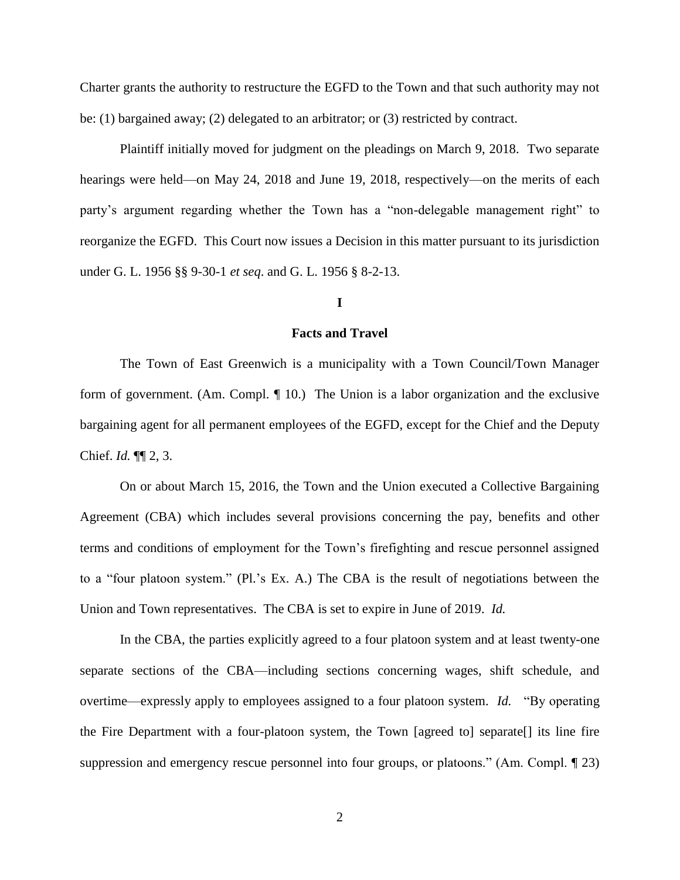Charter grants the authority to restructure the EGFD to the Town and that such authority may not be: (1) bargained away; (2) delegated to an arbitrator; or (3) restricted by contract.

Plaintiff initially moved for judgment on the pleadings on March 9, 2018. Two separate hearings were held—on May 24, 2018 and June 19, 2018, respectively—on the merits of each party's argument regarding whether the Town has a "non-delegable management right" to reorganize the EGFD. This Court now issues a Decision in this matter pursuant to its jurisdiction under G. L. 1956 §§ 9-30-1 *et seq*. and G. L. 1956 § 8-2-13.

## I

## Facts and Travel

The Town of East Greenwich is a municipality with a Town Council/Town Manager form of government. (Am. Compl. ¶ 10.) The Union is a labor organization and the exclusive bargaining agent for all permanent employees of the EGFD, except for the Chief and the Deputy Chief. *Id.* ¶¶ 2, 3.

On or about March 15, 2016, the Town and the Union executed a Collective Bargaining Agreement (CBA) which includes several provisions concerning the pay, benefits and other terms and conditions of employment for the Town's firefighting and rescue personnel assigned to a "four platoon system." (Pl.'s Ex. A.) The CBA is the result of negotiations between the Union and Town representatives. The CBA is set to expire in June of 2019. *Id.*

In the CBA, the parties explicitly agreed to a four platoon system and at least twenty-one separate sections of the CBA—including sections concerning wages, shift schedule, and overtime—expressly apply to employees assigned to a four platoon system. *Id.* "By operating the Fire Department with a four-platoon system, the Town [agreed to] separate[] its line fire suppression and emergency rescue personnel into four groups, or platoons." (Am. Compl. ¶ 23)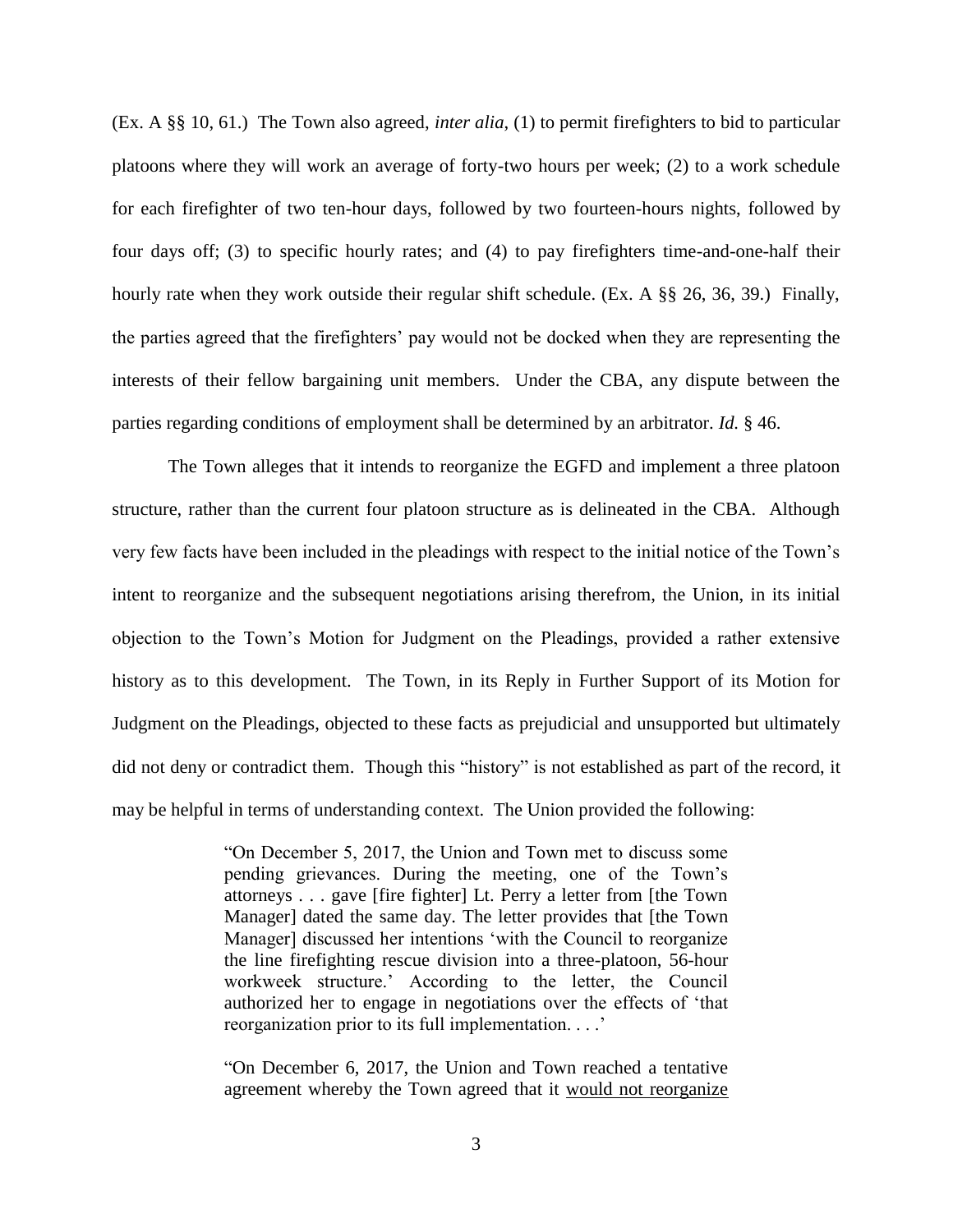(Ex. A §§ 10, 61.) The Town also agreed, *inter alia*, (1) to permit firefighters to bid to particular platoons where they will work an average of forty-two hours per week; (2) to a work schedule for each firefighter of two ten-hour days, followed by two fourteen-hours nights, followed by four days off; (3) to specific hourly rates; and (4) to pay firefighters time-and-one-half their hourly rate when they work outside their regular shift schedule. (Ex. A §§ 26, 36, 39.) Finally, the parties agreed that the firefighters' pay would not be docked when they are representing the interests of their fellow bargaining unit members. Under the CBA, any dispute between the parties regarding conditions of employment shall be determined by an arbitrator. *Id.* § 46.

The Town alleges that it intends to reorganize the EGFD and implement a three platoon structure, rather than the current four platoon structure as is delineated in the CBA. Although very few facts have been included in the pleadings with respect to the initial notice of the Town's intent to reorganize and the subsequent negotiations arising therefrom, the Union, in its initial objection to the Town's Motion for Judgment on the Pleadings, provided a rather extensive history as to this development. The Town, in its Reply in Further Support of its Motion for Judgment on the Pleadings, objected to these facts as prejudicial and unsupported but ultimately did not deny or contradict them. Though this "history" is not established as part of the record, it may be helpful in terms of understanding context. The Union provided the following:

> "On December 5, 2017, the Union and Town met to discuss some pending grievances. During the meeting, one of the Town's attorneys . . . gave [fire fighter] Lt. Perry a letter from [the Town Manager] dated the same day. The letter provides that [the Town Manager] discussed her intentions 'with the Council to reorganize the line firefighting rescue division into a three-platoon, 56-hour workweek structure.' According to the letter, the Council authorized her to engage in negotiations over the effects of 'that reorganization prior to its full implementation. . . .'
>
> "On December 6, 2017, the Union and Town reached a tentative agreement whereby the Town agreed that it <u>would not reorganize</u>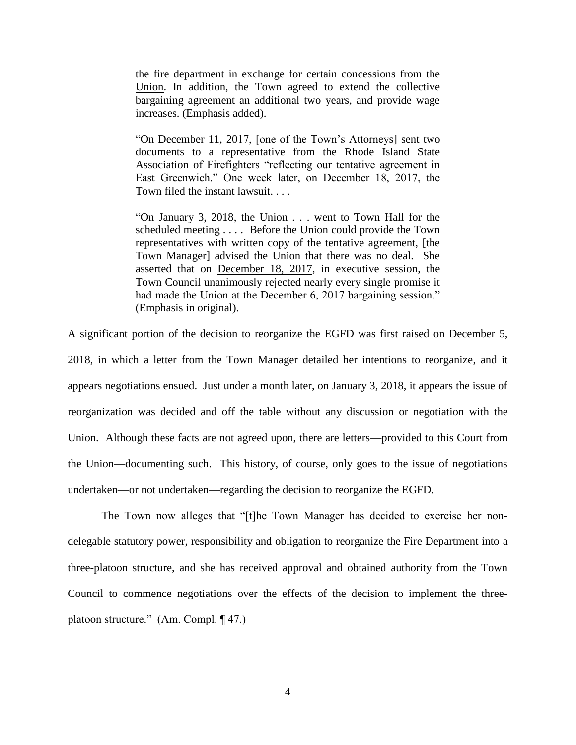> the fire department in exchange for certain concessions from the Union. In addition, the Town agreed to extend the collective bargaining agreement an additional two years, and provide wage increases. (Emphasis added).
>
> "On December 11, 2017, [one of the Town's Attorneys] sent two documents to a representative from the Rhode Island State Association of Firefighters "reflecting our tentative agreement in East Greenwich." One week later, on December 18, 2017, the Town filed the instant lawsuit. . . .
>
> "On January 3, 2018, the Union . . . went to Town Hall for the scheduled meeting . . . . Before the Union could provide the Town representatives with written copy of the tentative agreement, [the Town Manager] advised the Union that there was no deal. She asserted that on December 18, 2017, in executive session, the Town Council unanimously rejected nearly every single promise it had made the Union at the December 6, 2017 bargaining session." (Emphasis in original).

A significant portion of the decision to reorganize the EGFD was first raised on December 5, 2018, in which a letter from the Town Manager detailed her intentions to reorganize, and it appears negotiations ensued. Just under a month later, on January 3, 2018, it appears the issue of reorganization was decided and off the table without any discussion or negotiation with the Union. Although these facts are not agreed upon, there are letters—provided to this Court from the Union—documenting such. This history, of course, only goes to the issue of negotiations undertaken—or not undertaken—regarding the decision to reorganize the EGFD.

The Town now alleges that "[t]he Town Manager has decided to exercise her non-delegable statutory power, responsibility and obligation to reorganize the Fire Department into a three-platoon structure, and she has received approval and obtained authority from the Town Council to commence negotiations over the effects of the decision to implement the three-platoon structure." (Am. Compl. ¶ 47.)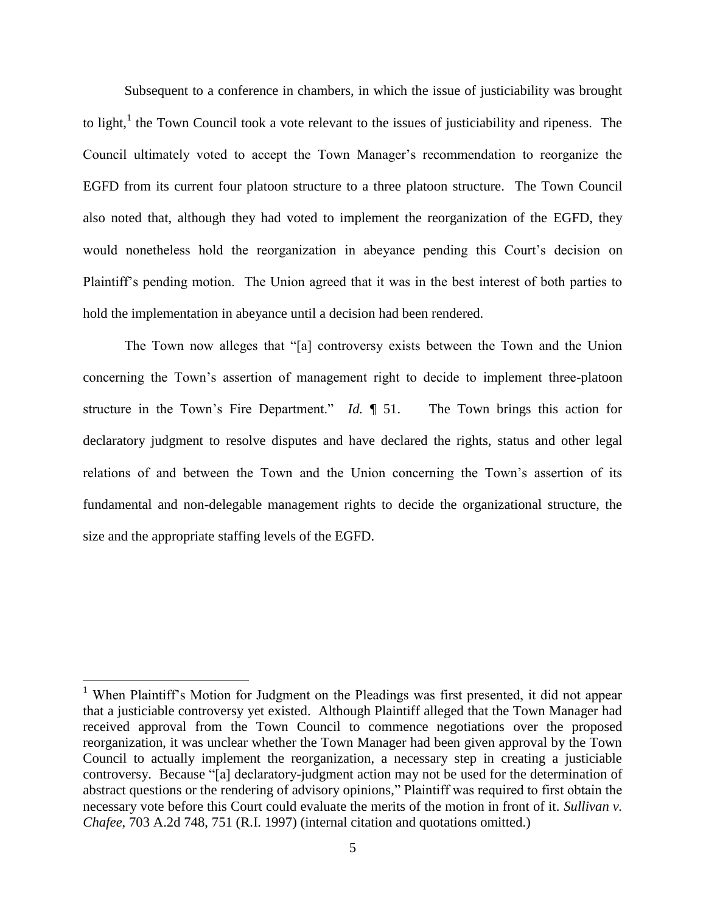Subsequent to a conference in chambers, in which the issue of justiciability was brought to light,[1] the Town Council took a vote relevant to the issues of justiciability and ripeness. The Council ultimately voted to accept the Town Manager's recommendation to reorganize the EGFD from its current four platoon structure to a three platoon structure. The Town Council also noted that, although they had voted to implement the reorganization of the EGFD, they would nonetheless hold the reorganization in abeyance pending this Court's decision on Plaintiff's pending motion. The Union agreed that it was in the best interest of both parties to hold the implementation in abeyance until a decision had been rendered.

The Town now alleges that "[a] controversy exists between the Town and the Union concerning the Town's assertion of management right to decide to implement three-platoon structure in the Town's Fire Department." *Id.* ¶ 51. The Town brings this action for declaratory judgment to resolve disputes and have declared the rights, status and other legal relations of and between the Town and the Union concerning the Town's assertion of its fundamental and non-delegable management rights to decide the organizational structure, the size and the appropriate staffing levels of the EGFD.

---

[1] When Plaintiff's Motion for Judgment on the Pleadings was first presented, it did not appear that a justiciable controversy yet existed. Although Plaintiff alleged that the Town Manager had received approval from the Town Council to commence negotiations over the proposed reorganization, it was unclear whether the Town Manager had been given approval by the Town Council to actually implement the reorganization, a necessary step in creating a justiciable controversy. Because "[a] declaratory-judgment action may not be used for the determination of abstract questions or the rendering of advisory opinions," Plaintiff was required to first obtain the necessary vote before this Court could evaluate the merits of the motion in front of it. *Sullivan v. Chafee*, 703 A.2d 748, 751 (R.I. 1997) (internal citation and quotations omitted.)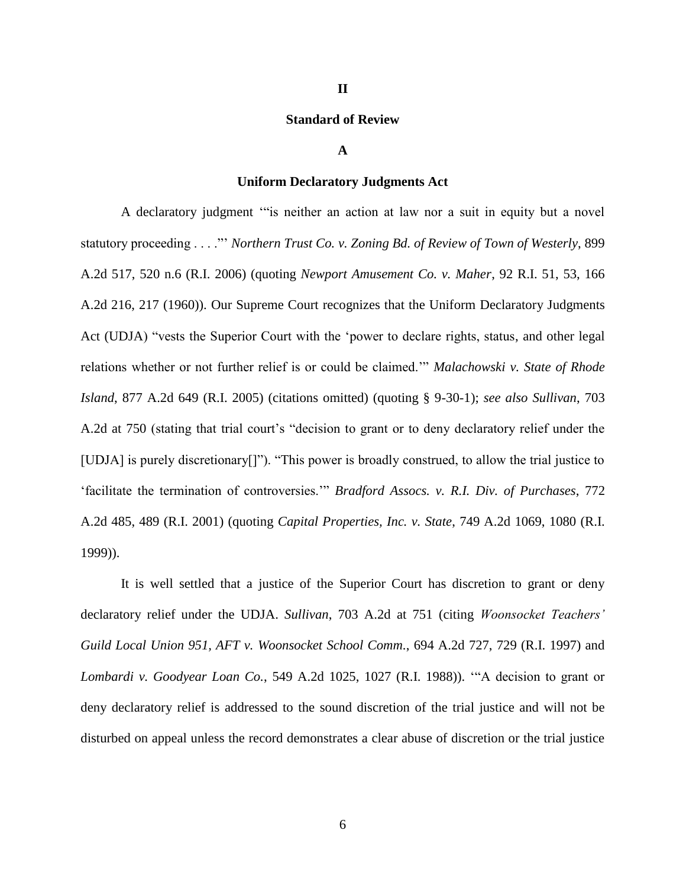**II**

**Standard of Review**

**A**

**Uniform Declaratory Judgments Act**

A declaratory judgment '"is neither an action at law nor a suit in equity but a novel statutory proceeding . . . ."' *Northern Trust Co. v. Zoning Bd. of Review of Town of Westerly*, 899 A.2d 517, 520 n.6 (R.I. 2006) (quoting *Newport Amusement Co. v. Maher*, 92 R.I. 51, 53, 166 A.2d 216, 217 (1960)). Our Supreme Court recognizes that the Uniform Declaratory Judgments Act (UDJA) "vests the Superior Court with the 'power to declare rights, status, and other legal relations whether or not further relief is or could be claimed.'" *Malachowski v. State of Rhode Island*, 877 A.2d 649 (R.I. 2005) (citations omitted) (quoting § 9-30-1); *see also Sullivan*, 703 A.2d at 750 (stating that trial court's "decision to grant or to deny declaratory relief under the [UDJA] is purely discretionary[]"). "This power is broadly construed, to allow the trial justice to 'facilitate the termination of controversies.'" *Bradford Assocs. v. R.I. Div. of Purchases*, 772 A.2d 485, 489 (R.I. 2001) (quoting *Capital Properties, Inc. v. State*, 749 A.2d 1069, 1080 (R.I. 1999)).

It is well settled that a justice of the Superior Court has discretion to grant or deny declaratory relief under the UDJA. *Sullivan*, 703 A.2d at 751 (citing *Woonsocket Teachers' Guild Local Union 951, AFT v. Woonsocket School Comm.*, 694 A.2d 727, 729 (R.I. 1997) and *Lombardi v. Goodyear Loan Co.*, 549 A.2d 1025, 1027 (R.I. 1988)). '"A decision to grant or deny declaratory relief is addressed to the sound discretion of the trial justice and will not be disturbed on appeal unless the record demonstrates a clear abuse of discretion or the trial justice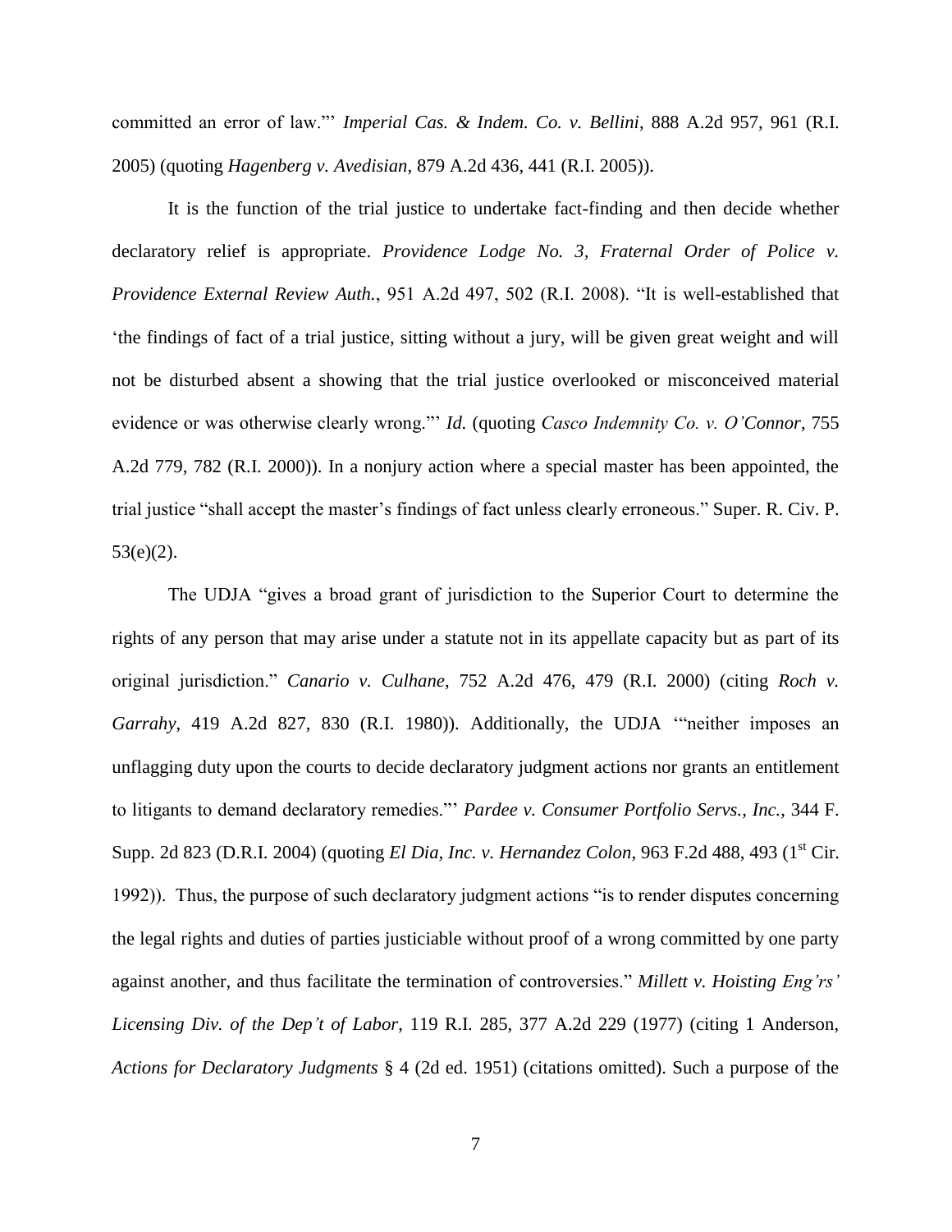committed an error of law."' *Imperial Cas. & Indem. Co. v. Bellini*, 888 A.2d 957, 961 (R.I. 2005) (quoting *Hagenberg v. Avedisian*, 879 A.2d 436, 441 (R.I. 2005)).

It is the function of the trial justice to undertake fact-finding and then decide whether declaratory relief is appropriate. *Providence Lodge No. 3, Fraternal Order of Police v. Providence External Review Auth.*, 951 A.2d 497, 502 (R.I. 2008). "It is well-established that 'the findings of fact of a trial justice, sitting without a jury, will be given great weight and will not be disturbed absent a showing that the trial justice overlooked or misconceived material evidence or was otherwise clearly wrong."' *Id.* (quoting *Casco Indemnity Co. v. O'Connor*, 755 A.2d 779, 782 (R.I. 2000)). In a nonjury action where a special master has been appointed, the trial justice "shall accept the master's findings of fact unless clearly erroneous." Super. R. Civ. P. 53(e)(2).

The UDJA "gives a broad grant of jurisdiction to the Superior Court to determine the rights of any person that may arise under a statute not in its appellate capacity but as part of its original jurisdiction." *Canario v. Culhane*, 752 A.2d 476, 479 (R.I. 2000) (citing *Roch v. Garrahy*, 419 A.2d 827, 830 (R.I. 1980)). Additionally, the UDJA '"neither imposes an unflagging duty upon the courts to decide declaratory judgment actions nor grants an entitlement to litigants to demand declaratory remedies."' *Pardee v. Consumer Portfolio Servs., Inc.*, 344 F. Supp. 2d 823 (D.R.I. 2004) (quoting *El Dia, Inc. v. Hernandez Colon*, 963 F.2d 488, 493 (1st Cir. 1992)). Thus, the purpose of such declaratory judgment actions "is to render disputes concerning the legal rights and duties of parties justiciable without proof of a wrong committed by one party against another, and thus facilitate the termination of controversies." *Millett v. Hoisting Eng'rs' Licensing Div. of the Dep't of Labor*, 119 R.I. 285, 377 A.2d 229 (1977) (citing 1 Anderson, *Actions for Declaratory Judgments* § 4 (2d ed. 1951) (citations omitted). Such a purpose of the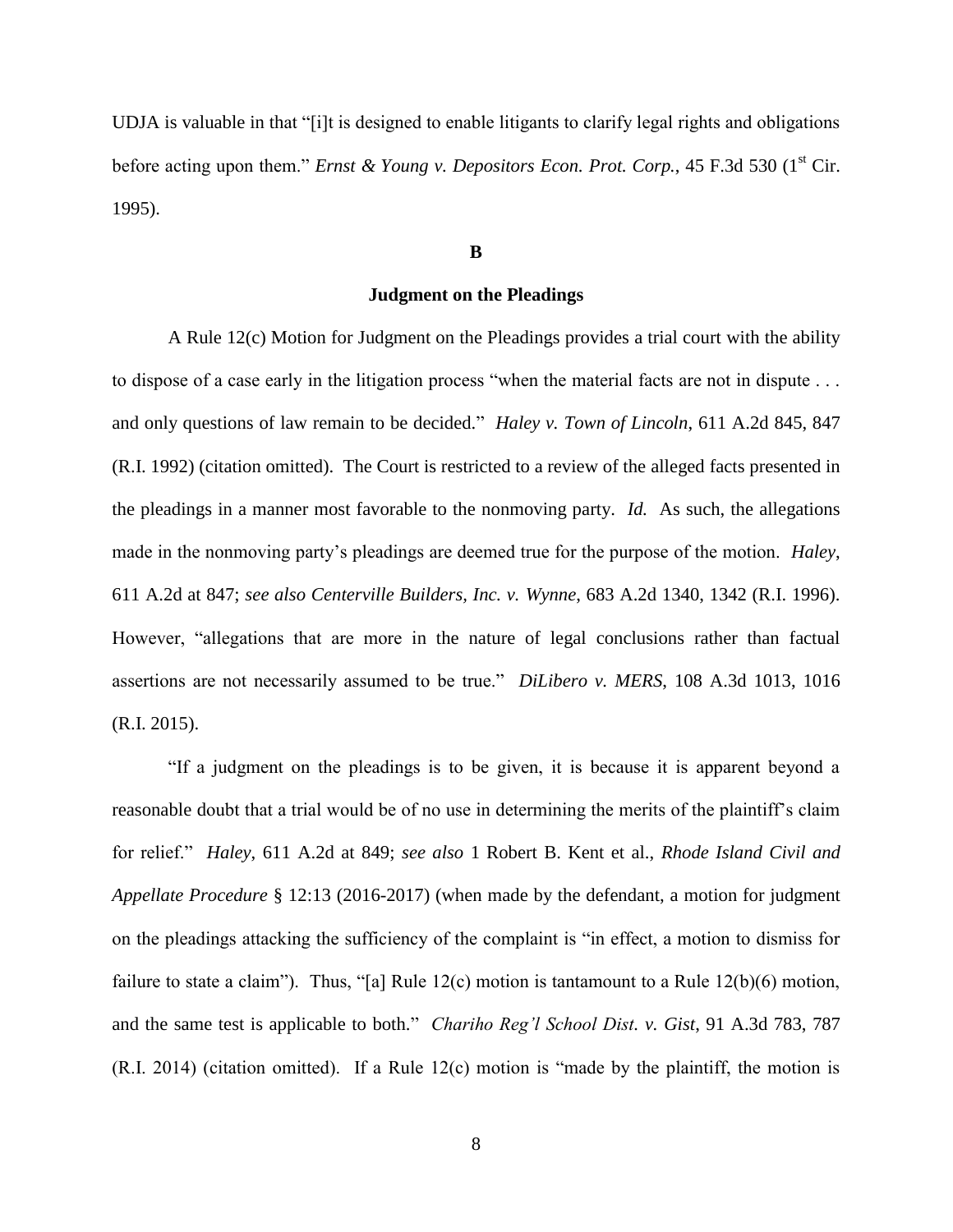UDJA is valuable in that "[i]t is designed to enable litigants to clarify legal rights and obligations before acting upon them." *Ernst & Young v. Depositors Econ. Prot. Corp.*, 45 F.3d 530 (1st Cir. 1995).

**B**

**Judgment on the Pleadings**

A Rule 12(c) Motion for Judgment on the Pleadings provides a trial court with the ability to dispose of a case early in the litigation process "when the material facts are not in dispute . . . and only questions of law remain to be decided." *Haley v. Town of Lincoln*, 611 A.2d 845, 847 (R.I. 1992) (citation omitted). The Court is restricted to a review of the alleged facts presented in the pleadings in a manner most favorable to the nonmoving party. *Id.* As such, the allegations made in the nonmoving party's pleadings are deemed true for the purpose of the motion. *Haley*, 611 A.2d at 847; *see also Centerville Builders, Inc. v. Wynne*, 683 A.2d 1340, 1342 (R.I. 1996). However, "allegations that are more in the nature of legal conclusions rather than factual assertions are not necessarily assumed to be true." *DiLibero v. MERS*, 108 A.3d 1013, 1016 (R.I. 2015).

"If a judgment on the pleadings is to be given, it is because it is apparent beyond a reasonable doubt that a trial would be of no use in determining the merits of the plaintiff's claim for relief." *Haley*, 611 A.2d at 849; *see also* 1 Robert B. Kent et al., *Rhode Island Civil and Appellate Procedure* § 12:13 (2016-2017) (when made by the defendant, a motion for judgment on the pleadings attacking the sufficiency of the complaint is "in effect, a motion to dismiss for failure to state a claim"). Thus, "[a] Rule 12(c) motion is tantamount to a Rule 12(b)(6) motion, and the same test is applicable to both." *Chariho Reg'l School Dist. v. Gist*, 91 A.3d 783, 787 (R.I. 2014) (citation omitted). If a Rule 12(c) motion is "made by the plaintiff, the motion is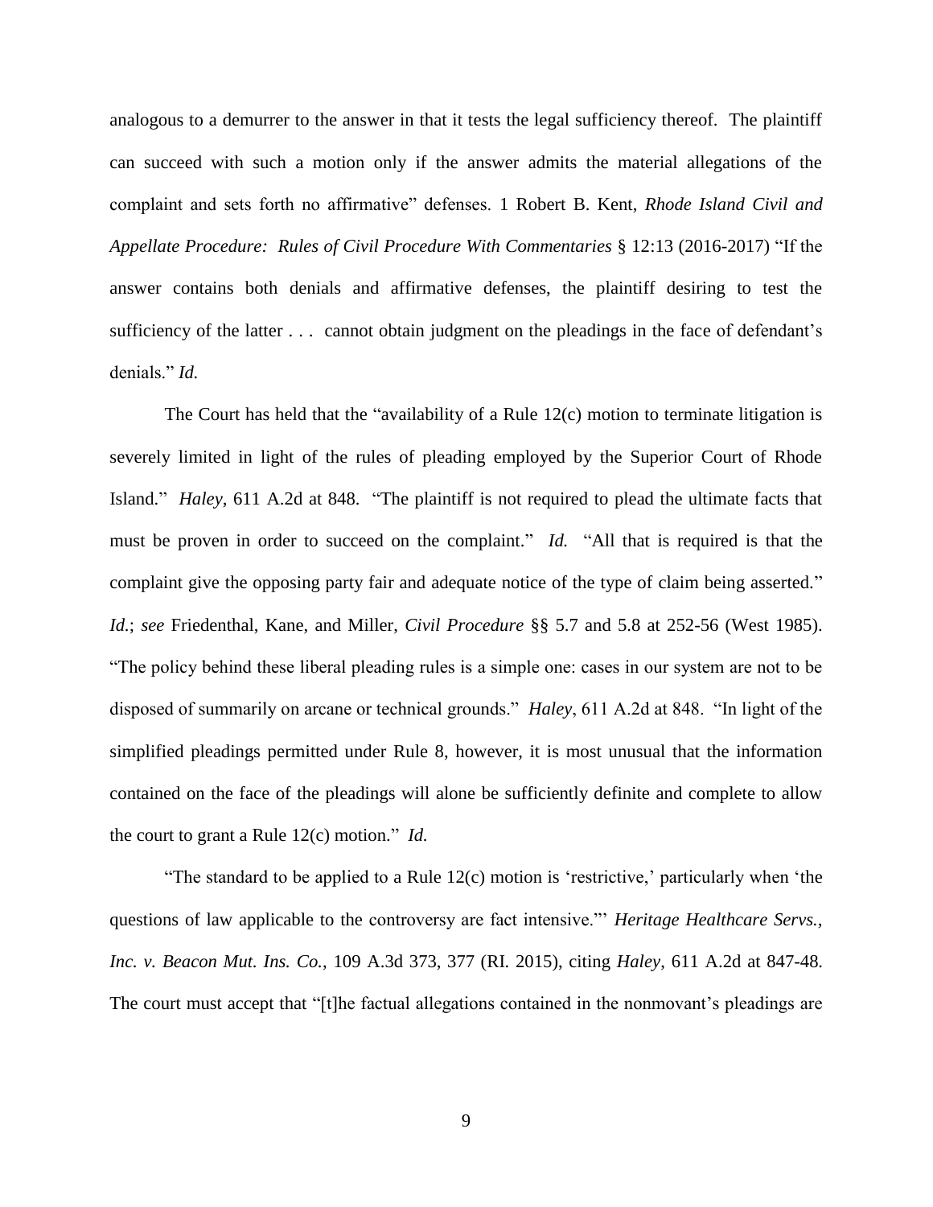analogous to a demurrer to the answer in that it tests the legal sufficiency thereof. The plaintiff can succeed with such a motion only if the answer admits the material allegations of the complaint and sets forth no affirmative" defenses. 1 Robert B. Kent, *Rhode Island Civil and Appellate Procedure: Rules of Civil Procedure With Commentaries* § 12:13 (2016-2017) "If the answer contains both denials and affirmative defenses, the plaintiff desiring to test the sufficiency of the latter . . . cannot obtain judgment on the pleadings in the face of defendant's denials." *Id.*

The Court has held that the "availability of a Rule 12(c) motion to terminate litigation is severely limited in light of the rules of pleading employed by the Superior Court of Rhode Island." *Haley*, 611 A.2d at 848. "The plaintiff is not required to plead the ultimate facts that must be proven in order to succeed on the complaint." *Id.* "All that is required is that the complaint give the opposing party fair and adequate notice of the type of claim being asserted." *Id.*; *see* Friedenthal, Kane, and Miller, *Civil Procedure* §§ 5.7 and 5.8 at 252-56 (West 1985). "The policy behind these liberal pleading rules is a simple one: cases in our system are not to be disposed of summarily on arcane or technical grounds." *Haley*, 611 A.2d at 848. "In light of the simplified pleadings permitted under Rule 8, however, it is most unusual that the information contained on the face of the pleadings will alone be sufficiently definite and complete to allow the court to grant a Rule 12(c) motion." *Id.*

"The standard to be applied to a Rule 12(c) motion is 'restrictive,' particularly when 'the questions of law applicable to the controversy are fact intensive."' *Heritage Healthcare Servs., Inc. v. Beacon Mut. Ins. Co.*, 109 A.3d 373, 377 (RI. 2015), citing *Haley*, 611 A.2d at 847-48. The court must accept that "[t]he factual allegations contained in the nonmovant's pleadings are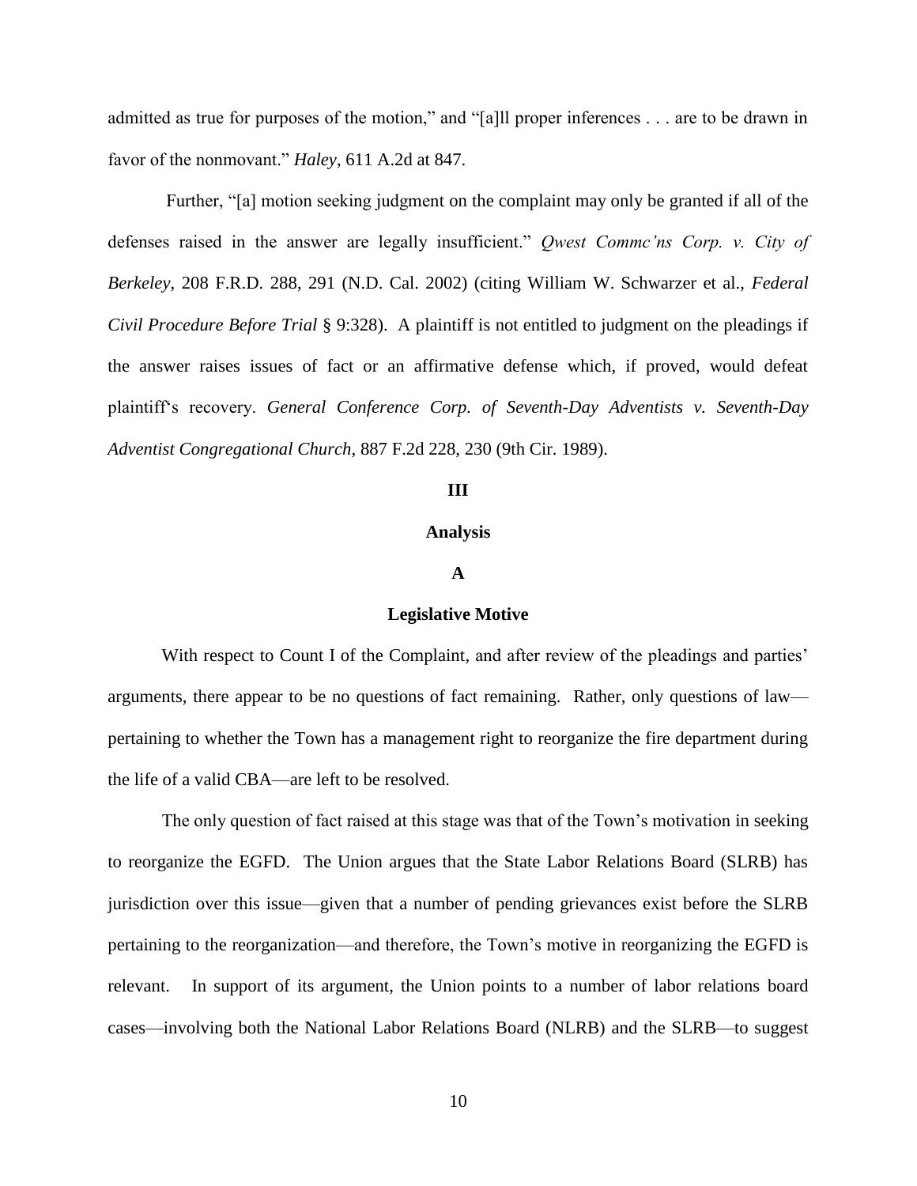admitted as true for purposes of the motion," and "[a]ll proper inferences . . . are to be drawn in favor of the nonmovant." *Haley*, 611 A.2d at 847.

Further, "[a] motion seeking judgment on the complaint may only be granted if all of the defenses raised in the answer are legally insufficient." *Qwest Commc'ns Corp. v. City of Berkeley*, 208 F.R.D. 288, 291 (N.D. Cal. 2002) (citing William W. Schwarzer et al., *Federal Civil Procedure Before Trial* § 9:328). A plaintiff is not entitled to judgment on the pleadings if the answer raises issues of fact or an affirmative defense which, if proved, would defeat plaintiff's recovery. *General Conference Corp. of Seventh-Day Adventists v. Seventh-Day Adventist Congregational Church*, 887 F.2d 228, 230 (9th Cir. 1989).

## III

## Analysis

### A

### Legislative Motive

With respect to Count I of the Complaint, and after review of the pleadings and parties' arguments, there appear to be no questions of fact remaining. Rather, only questions of law—pertaining to whether the Town has a management right to reorganize the fire department during the life of a valid CBA—are left to be resolved.

The only question of fact raised at this stage was that of the Town's motivation in seeking to reorganize the EGFD. The Union argues that the State Labor Relations Board (SLRB) has jurisdiction over this issue—given that a number of pending grievances exist before the SLRB pertaining to the reorganization—and therefore, the Town's motive in reorganizing the EGFD is relevant. In support of its argument, the Union points to a number of labor relations board cases—involving both the National Labor Relations Board (NLRB) and the SLRB—to suggest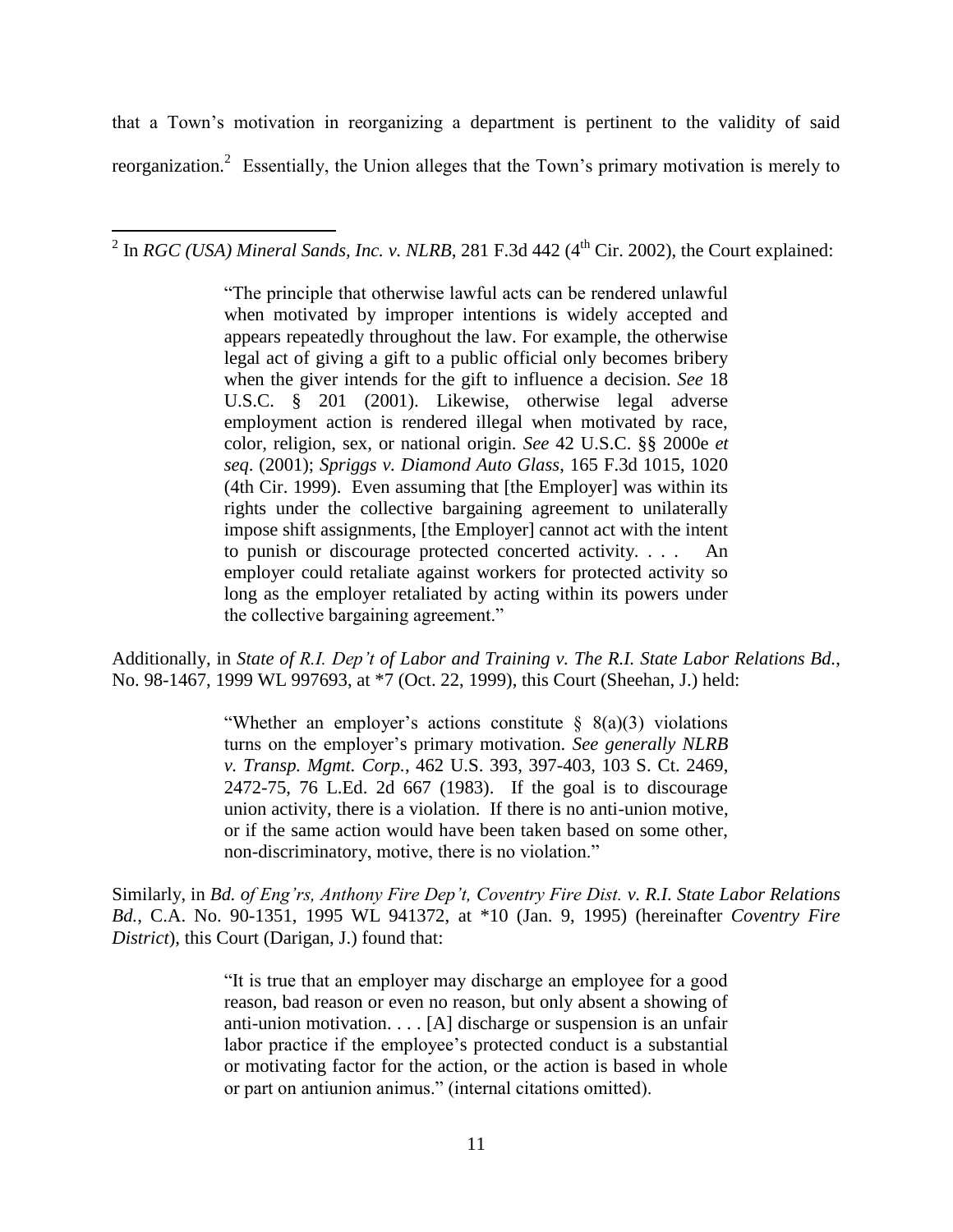that a Town's motivation in reorganizing a department is pertinent to the validity of said reorganization.[2] Essentially, the Union alleges that the Town's primary motivation is merely to

---

[2] In *RGC (USA) Mineral Sands, Inc. v. NLRB*, 281 F.3d 442 (4th Cir. 2002), the Court explained:

> "The principle that otherwise lawful acts can be rendered unlawful when motivated by improper intentions is widely accepted and appears repeatedly throughout the law. For example, the otherwise legal act of giving a gift to a public official only becomes bribery when the giver intends for the gift to influence a decision. *See* 18 U.S.C. § 201 (2001). Likewise, otherwise legal adverse employment action is rendered illegal when motivated by race, color, religion, sex, or national origin. *See* 42 U.S.C. §§ 2000e *et seq*. (2001); *Spriggs v. Diamond Auto Glass*, 165 F.3d 1015, 1020 (4th Cir. 1999). Even assuming that [the Employer] was within its rights under the collective bargaining agreement to unilaterally impose shift assignments, [the Employer] cannot act with the intent to punish or discourage protected concerted activity. . . . An employer could retaliate against workers for protected activity so long as the employer retaliated by acting within its powers under the collective bargaining agreement."

Additionally, in *State of R.I. Dep't of Labor and Training v. The R.I. State Labor Relations Bd.*, No. 98-1467, 1999 WL 997693, at *7 (Oct. 22, 1999), this Court (Sheehan, J.) held:

> "Whether an employer's actions constitute § 8(a)(3) violations turns on the employer's primary motivation. *See generally NLRB v. Transp. Mgmt. Corp.*, 462 U.S. 393, 397-403, 103 S. Ct. 2469, 2472-75, 76 L.Ed. 2d 667 (1983). If the goal is to discourage union activity, there is a violation. If there is no anti-union motive, or if the same action would have been taken based on some other, non-discriminatory, motive, there is no violation."

Similarly, in *Bd. of Eng'rs, Anthony Fire Dep't, Coventry Fire Dist. v. R.I. State Labor Relations Bd.*, C.A. No. 90-1351, 1995 WL 941372, at *10 (Jan. 9, 1995) (hereinafter *Coventry Fire District*), this Court (Darigan, J.) found that:

> "It is true that an employer may discharge an employee for a good reason, bad reason or even no reason, but only absent a showing of anti-union motivation. . . . [A] discharge or suspension is an unfair labor practice if the employee's protected conduct is a substantial or motivating factor for the action, or the action is based in whole or part on antiunion animus." (internal citations omitted).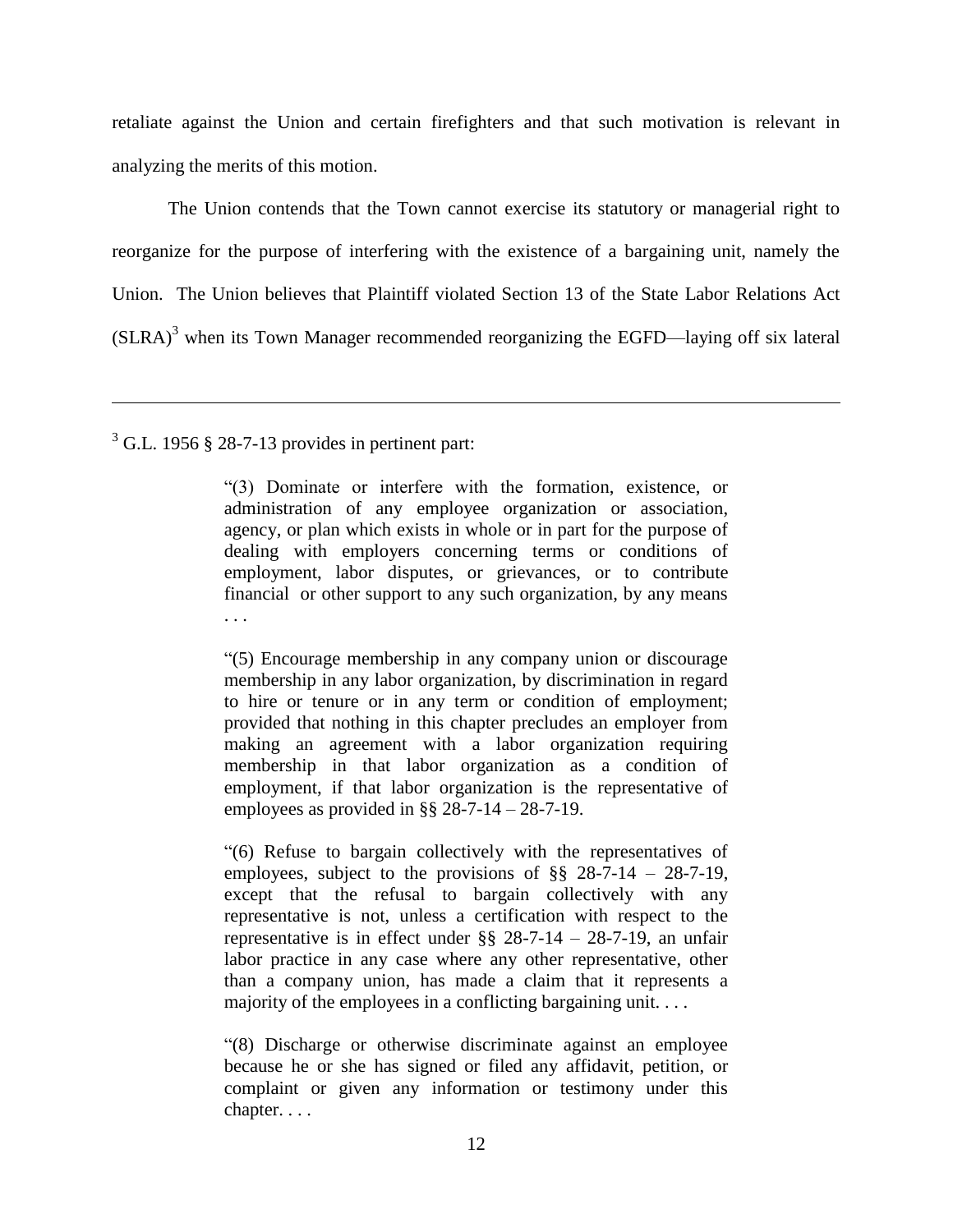retaliate against the Union and certain firefighters and that such motivation is relevant in analyzing the merits of this motion.

The Union contends that the Town cannot exercise its statutory or managerial right to reorganize for the purpose of interfering with the existence of a bargaining unit, namely the Union. The Union believes that Plaintiff violated Section 13 of the State Labor Relations Act (SLRA)[3] when its Town Manager recommended reorganizing the EGFD—laying off six lateral

---

[3] G.L. 1956 § 28-7-13 provides in pertinent part:

> "(3) Dominate or interfere with the formation, existence, or administration of any employee organization or association, agency, or plan which exists in whole or in part for the purpose of dealing with employers concerning terms or conditions of employment, labor disputes, or grievances, or to contribute financial or other support to any such organization, by any means . . .
>
> "(5) Encourage membership in any company union or discourage membership in any labor organization, by discrimination in regard to hire or tenure or in any term or condition of employment; provided that nothing in this chapter precludes an employer from making an agreement with a labor organization requiring membership in that labor organization as a condition of employment, if that labor organization is the representative of employees as provided in §§ 28-7-14 – 28-7-19.
>
> "(6) Refuse to bargain collectively with the representatives of employees, subject to the provisions of §§ 28-7-14 – 28-7-19, except that the refusal to bargain collectively with any representative is not, unless a certification with respect to the representative is in effect under §§ 28-7-14 – 28-7-19, an unfair labor practice in any case where any other representative, other than a company union, has made a claim that it represents a majority of the employees in a conflicting bargaining unit. . . .
>
> "(8) Discharge or otherwise discriminate against an employee because he or she has signed or filed any affidavit, petition, or complaint or given any information or testimony under this chapter. . . .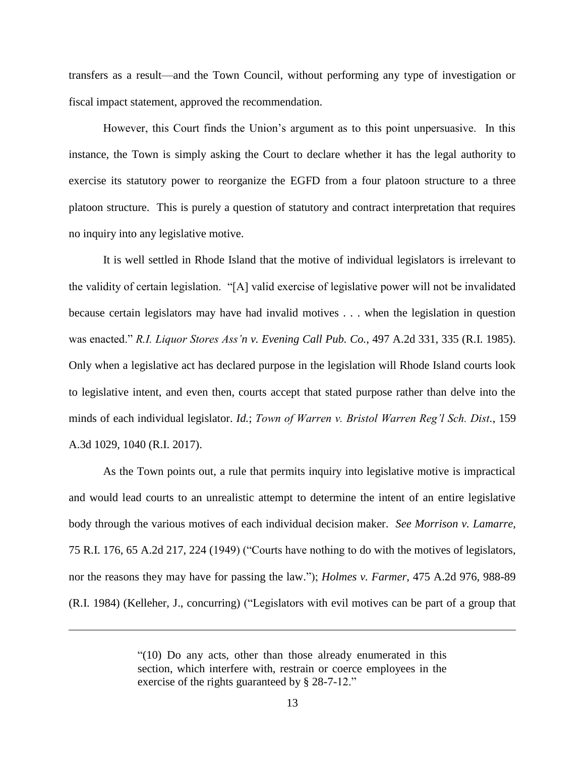transfers as a result—and the Town Council, without performing any type of investigation or fiscal impact statement, approved the recommendation.

However, this Court finds the Union's argument as to this point unpersuasive. In this instance, the Town is simply asking the Court to declare whether it has the legal authority to exercise its statutory power to reorganize the EGFD from a four platoon structure to a three platoon structure. This is purely a question of statutory and contract interpretation that requires no inquiry into any legislative motive.

It is well settled in Rhode Island that the motive of individual legislators is irrelevant to the validity of certain legislation. "[A] valid exercise of legislative power will not be invalidated because certain legislators may have had invalid motives . . . when the legislation in question was enacted." *R.I. Liquor Stores Ass'n v. Evening Call Pub. Co.*, 497 A.2d 331, 335 (R.I. 1985). Only when a legislative act has declared purpose in the legislation will Rhode Island courts look to legislative intent, and even then, courts accept that stated purpose rather than delve into the minds of each individual legislator. *Id.*; *Town of Warren v. Bristol Warren Reg'l Sch. Dist.*, 159 A.3d 1029, 1040 (R.I. 2017).

As the Town points out, a rule that permits inquiry into legislative motive is impractical and would lead courts to an unrealistic attempt to determine the intent of an entire legislative body through the various motives of each individual decision maker. *See Morrison v. Lamarre*, 75 R.I. 176, 65 A.2d 217, 224 (1949) ("Courts have nothing to do with the motives of legislators, nor the reasons they may have for passing the law."); *Holmes v. Farmer*, 475 A.2d 976, 988-89 (R.I. 1984) (Kelleher, J., concurring) ("Legislators with evil motives can be part of a group that

---

> "(10) Do any acts, other than those already enumerated in this section, which interfere with, restrain or coerce employees in the exercise of the rights guaranteed by § 28-7-12."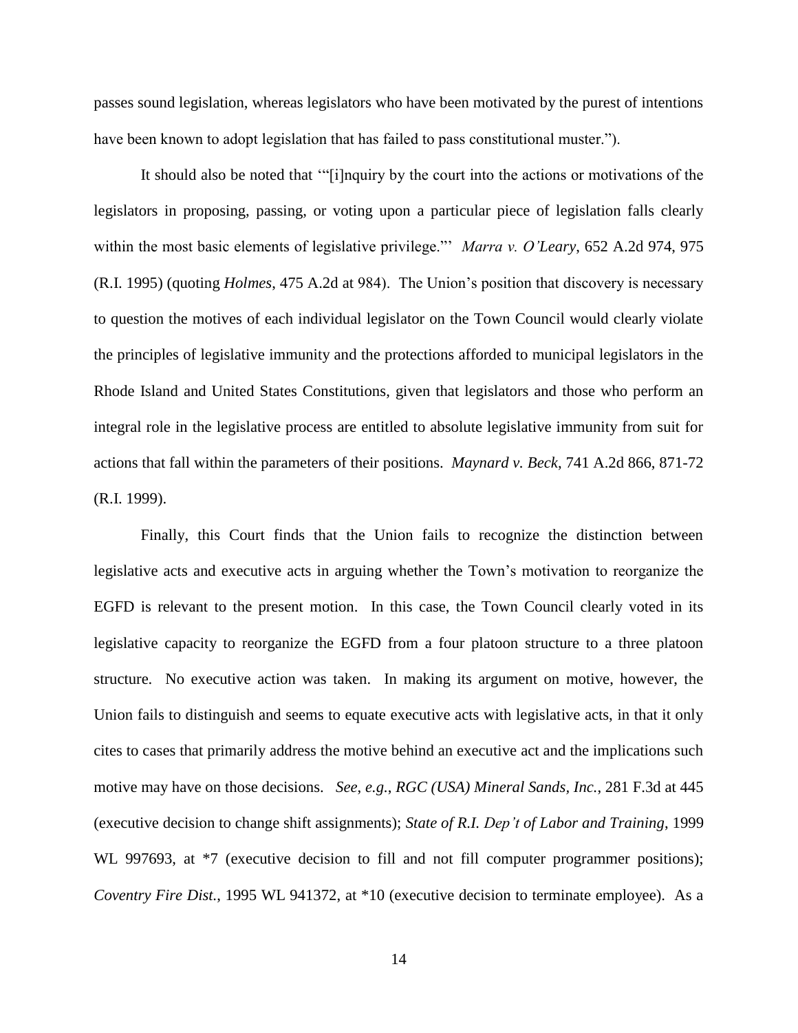passes sound legislation, whereas legislators who have been motivated by the purest of intentions have been known to adopt legislation that has failed to pass constitutional muster.").

It should also be noted that '"[i]nquiry by the court into the actions or motivations of the legislators in proposing, passing, or voting upon a particular piece of legislation falls clearly within the most basic elements of legislative privilege."' *Marra v. O'Leary*, 652 A.2d 974, 975 (R.I. 1995) (quoting *Holmes*, 475 A.2d at 984). The Union's position that discovery is necessary to question the motives of each individual legislator on the Town Council would clearly violate the principles of legislative immunity and the protections afforded to municipal legislators in the Rhode Island and United States Constitutions, given that legislators and those who perform an integral role in the legislative process are entitled to absolute legislative immunity from suit for actions that fall within the parameters of their positions. *Maynard v. Beck*, 741 A.2d 866, 871-72 (R.I. 1999).

Finally, this Court finds that the Union fails to recognize the distinction between legislative acts and executive acts in arguing whether the Town's motivation to reorganize the EGFD is relevant to the present motion. In this case, the Town Council clearly voted in its legislative capacity to reorganize the EGFD from a four platoon structure to a three platoon structure. No executive action was taken. In making its argument on motive, however, the Union fails to distinguish and seems to equate executive acts with legislative acts, in that it only cites to cases that primarily address the motive behind an executive act and the implications such motive may have on those decisions. *See, e.g.*, *RGC (USA) Mineral Sands, Inc.*, 281 F.3d at 445 (executive decision to change shift assignments); *State of R.I. Dep't of Labor and Training*, 1999 WL 997693, at *7 (executive decision to fill and not fill computer programmer positions); *Coventry Fire Dist.*, 1995 WL 941372, at *10 (executive decision to terminate employee). As a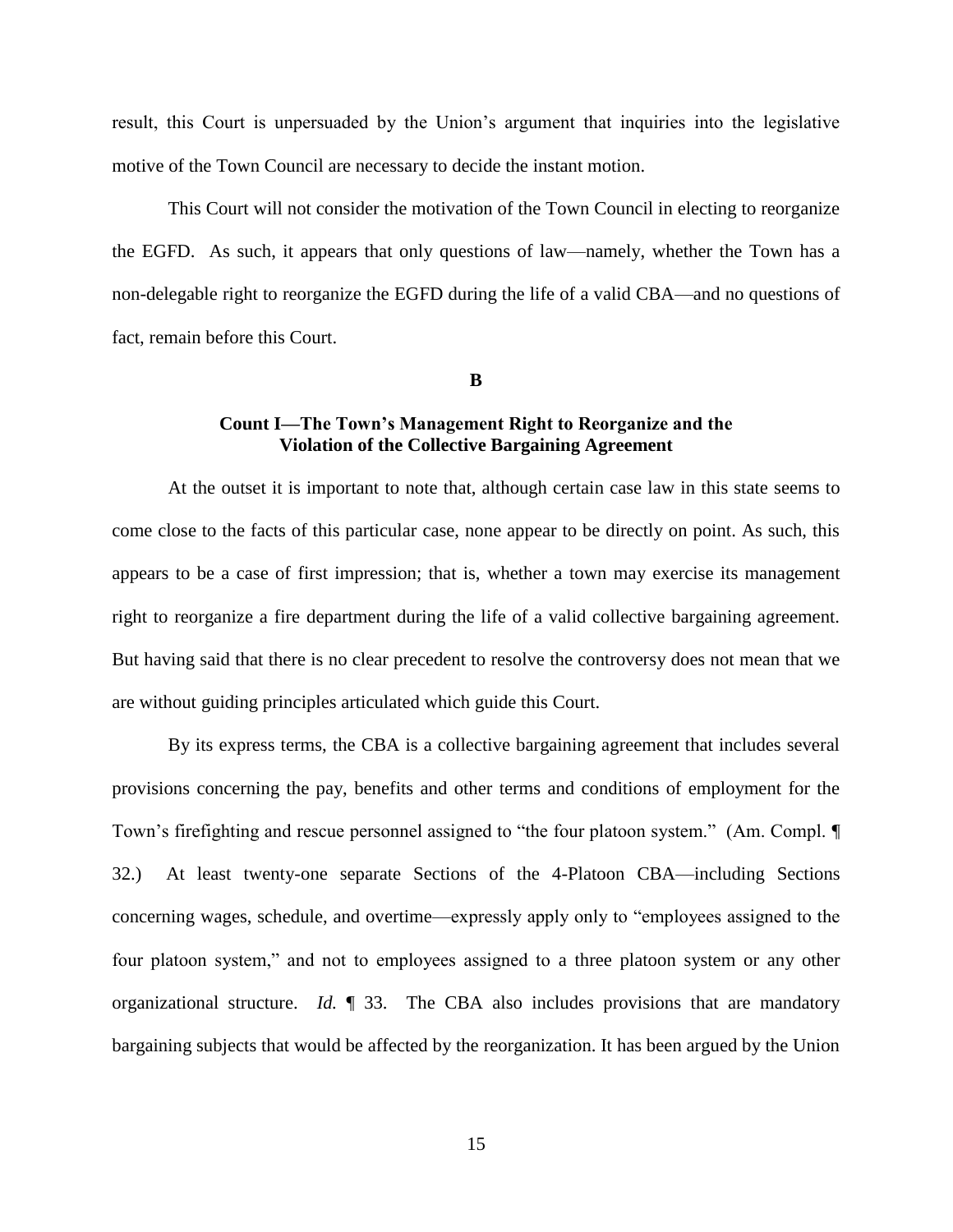result, this Court is unpersuaded by the Union's argument that inquiries into the legislative motive of the Town Council are necessary to decide the instant motion.

This Court will not consider the motivation of the Town Council in electing to reorganize the EGFD. As such, it appears that only questions of law—namely, whether the Town has a non-delegable right to reorganize the EGFD during the life of a valid CBA—and no questions of fact, remain before this Court.

**B**

**Count I—The Town's Management Right to Reorganize and the Violation of the Collective Bargaining Agreement**

At the outset it is important to note that, although certain case law in this state seems to come close to the facts of this particular case, none appear to be directly on point. As such, this appears to be a case of first impression; that is, whether a town may exercise its management right to reorganize a fire department during the life of a valid collective bargaining agreement. But having said that there is no clear precedent to resolve the controversy does not mean that we are without guiding principles articulated which guide this Court.

By its express terms, the CBA is a collective bargaining agreement that includes several provisions concerning the pay, benefits and other terms and conditions of employment for the Town's firefighting and rescue personnel assigned to "the four platoon system." (Am. Compl. ¶ 32.) At least twenty-one separate Sections of the 4-Platoon CBA—including Sections concerning wages, schedule, and overtime—expressly apply only to "employees assigned to the four platoon system," and not to employees assigned to a three platoon system or any other organizational structure. *Id.* ¶ 33. The CBA also includes provisions that are mandatory bargaining subjects that would be affected by the reorganization. It has been argued by the Union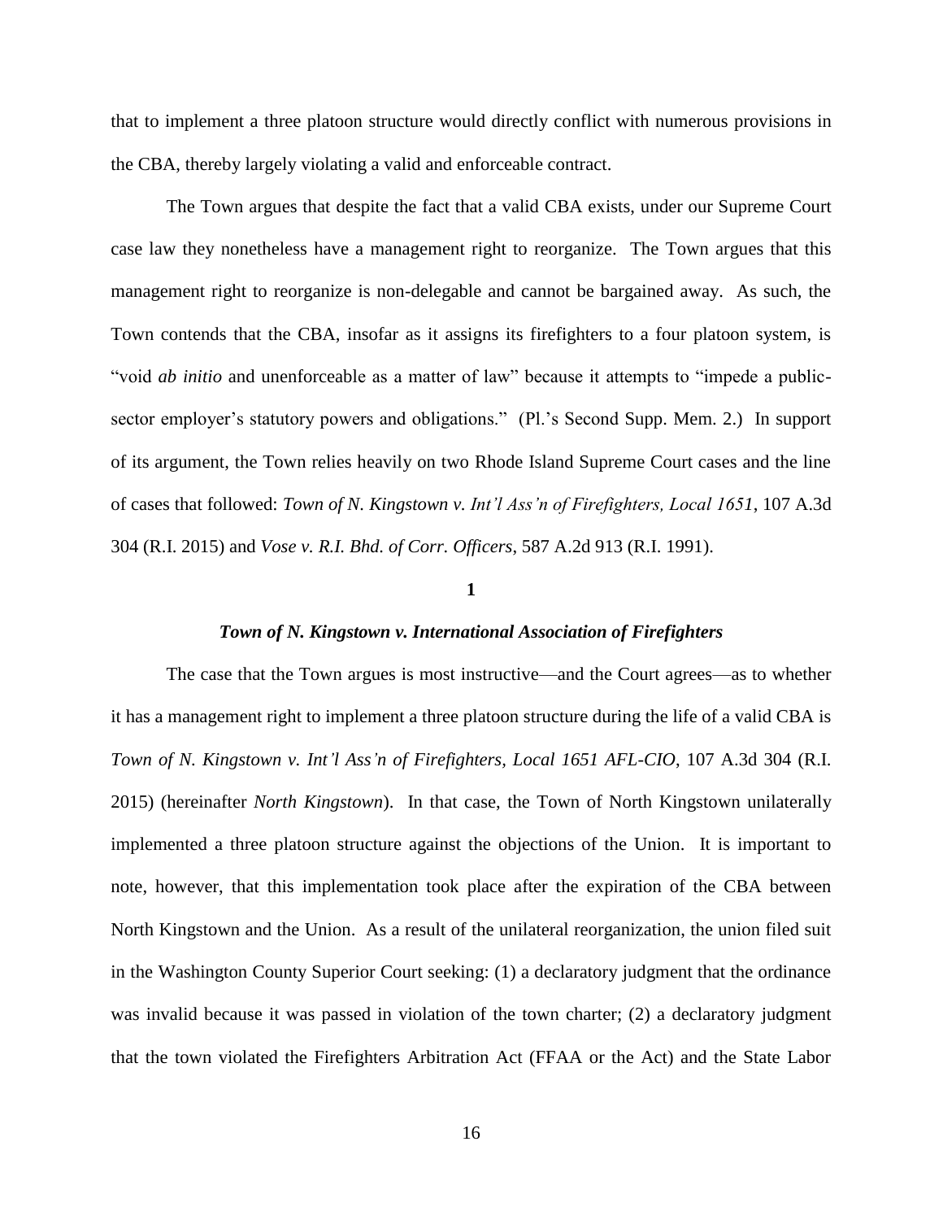that to implement a three platoon structure would directly conflict with numerous provisions in the CBA, thereby largely violating a valid and enforceable contract.

The Town argues that despite the fact that a valid CBA exists, under our Supreme Court case law they nonetheless have a management right to reorganize. The Town argues that this management right to reorganize is non-delegable and cannot be bargained away. As such, the Town contends that the CBA, insofar as it assigns its firefighters to a four platoon system, is "void *ab initio* and unenforceable as a matter of law" because it attempts to "impede a public-sector employer's statutory powers and obligations." (Pl.'s Second Supp. Mem. 2.) In support of its argument, the Town relies heavily on two Rhode Island Supreme Court cases and the line of cases that followed: *Town of N. Kingstown v. Int'l Ass'n of Firefighters, Local 1651*, 107 A.3d 304 (R.I. 2015) and *Vose v. R.I. Bhd. of Corr. Officers*, 587 A.2d 913 (R.I. 1991).

**1**

***Town of N. Kingstown v. International Association of Firefighters***

The case that the Town argues is most instructive—and the Court agrees—as to whether it has a management right to implement a three platoon structure during the life of a valid CBA is *Town of N. Kingstown v. Int'l Ass'n of Firefighters, Local 1651 AFL-CIO*, 107 A.3d 304 (R.I. 2015) (hereinafter *North Kingstown*). In that case, the Town of North Kingstown unilaterally implemented a three platoon structure against the objections of the Union. It is important to note, however, that this implementation took place after the expiration of the CBA between North Kingstown and the Union. As a result of the unilateral reorganization, the union filed suit in the Washington County Superior Court seeking: (1) a declaratory judgment that the ordinance was invalid because it was passed in violation of the town charter; (2) a declaratory judgment that the town violated the Firefighters Arbitration Act (FFAA or the Act) and the State Labor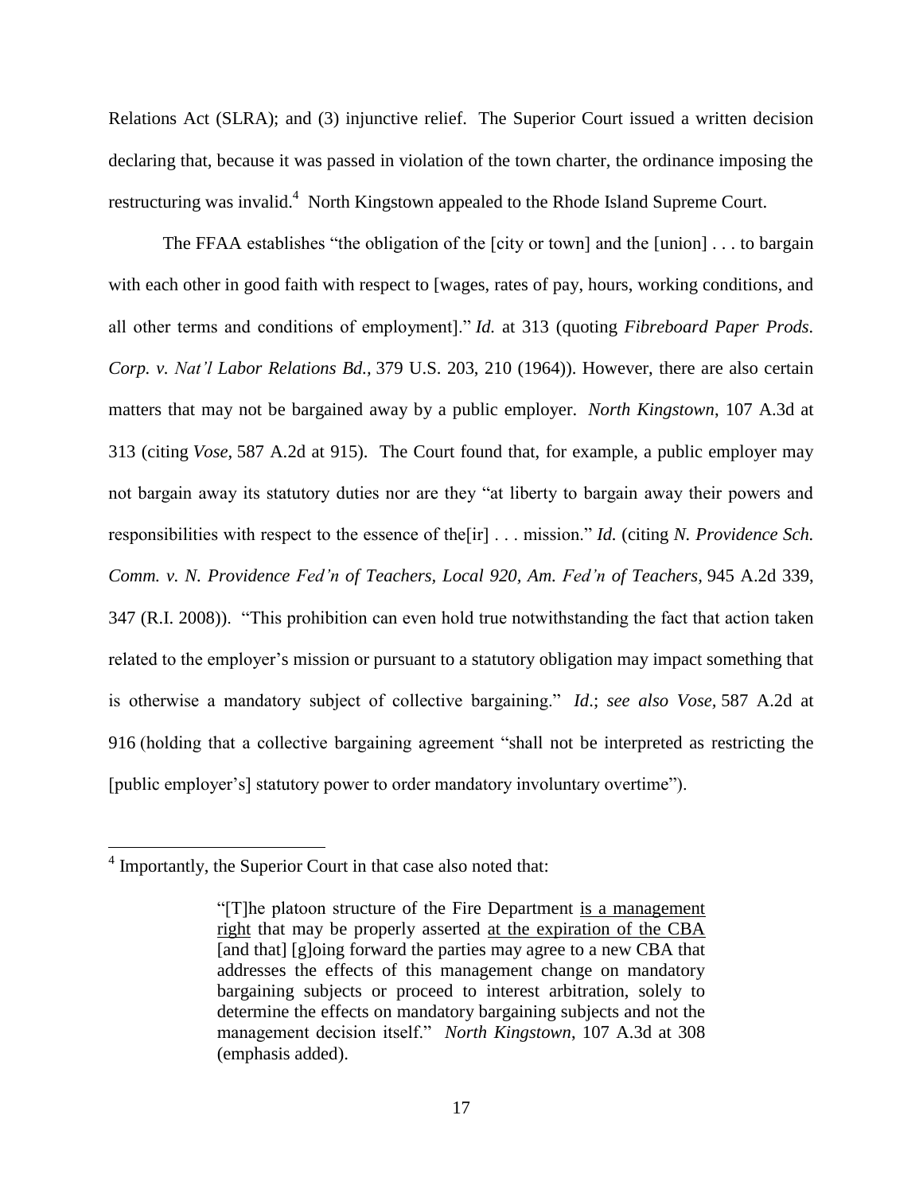Relations Act (SLRA); and (3) injunctive relief. The Superior Court issued a written decision declaring that, because it was passed in violation of the town charter, the ordinance imposing the restructuring was invalid.[4] North Kingstown appealed to the Rhode Island Supreme Court.

The FFAA establishes "the obligation of the [city or town] and the [union] . . . to bargain with each other in good faith with respect to [wages, rates of pay, hours, working conditions, and all other terms and conditions of employment]." *Id.* at 313 (quoting *Fibreboard Paper Prods. Corp. v. Nat'l Labor Relations Bd.*, 379 U.S. 203, 210 (1964)). However, there are also certain matters that may not be bargained away by a public employer. *North Kingstown*, 107 A.3d at 313 (citing *Vose*, 587 A.2d at 915). The Court found that, for example, a public employer may not bargain away its statutory duties nor are they "at liberty to bargain away their powers and responsibilities with respect to the essence of the[ir] . . . mission." *Id.* (citing *N. Providence Sch. Comm. v. N. Providence Fed'n of Teachers, Local 920, Am. Fed'n of Teachers*, 945 A.2d 339, 347 (R.I. 2008)). "This prohibition can even hold true notwithstanding the fact that action taken related to the employer's mission or pursuant to a statutory obligation may impact something that is otherwise a mandatory subject of collective bargaining." *Id.*; *see also Vose*, 587 A.2d at 916 (holding that a collective bargaining agreement "shall not be interpreted as restricting the [public employer's] statutory power to order mandatory involuntary overtime").

---

[4] Importantly, the Superior Court in that case also noted that:

> "[T]he platoon structure of the Fire Department <u>is a management right</u> that may be properly asserted <u>at the expiration of the CBA</u> [and that] [g]oing forward the parties may agree to a new CBA that addresses the effects of this management change on mandatory bargaining subjects or proceed to interest arbitration, solely to determine the effects on mandatory bargaining subjects and not the management decision itself." *North Kingstown*, 107 A.3d at 308 (emphasis added).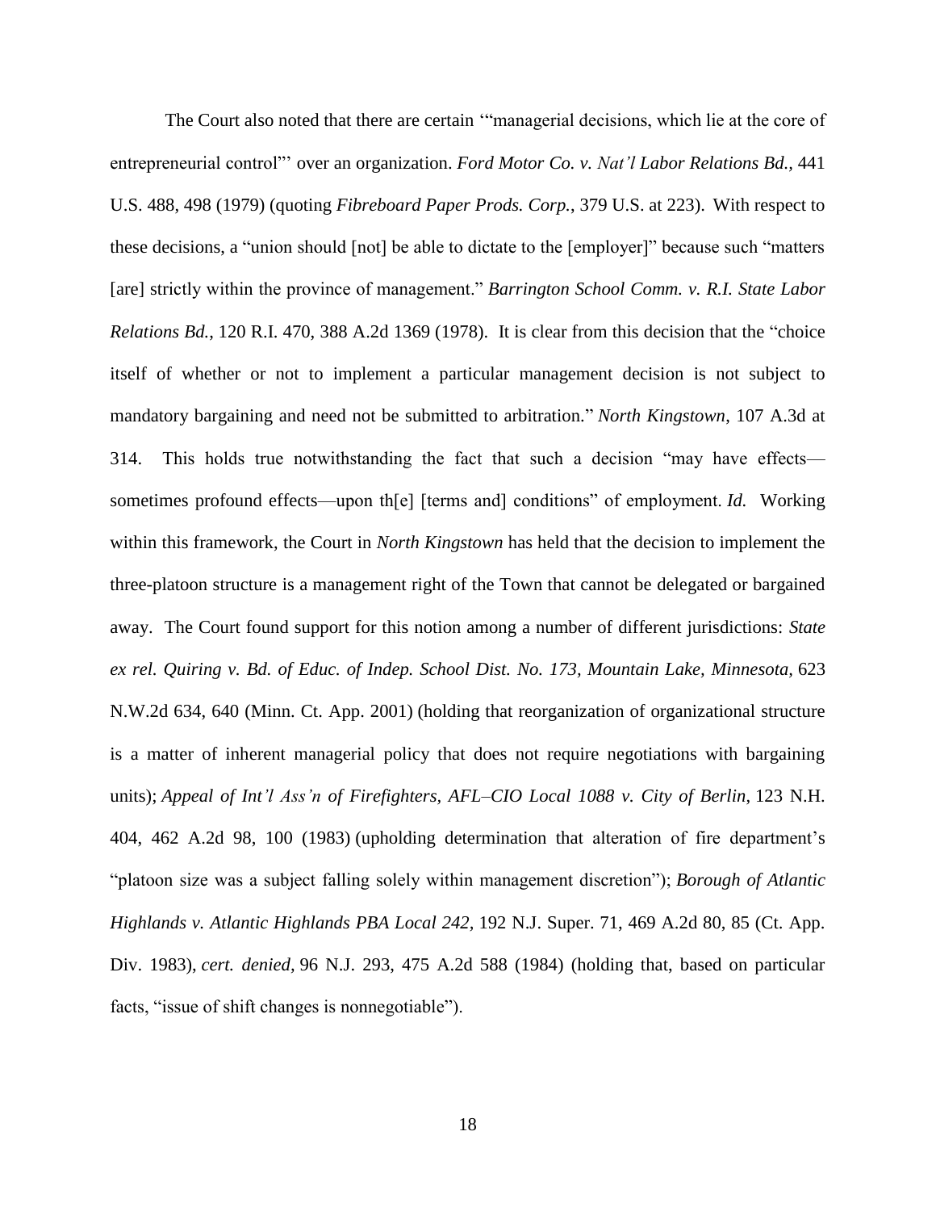The Court also noted that there are certain '"managerial decisions, which lie at the core of entrepreneurial control"' over an organization. *Ford Motor Co. v. Nat'l Labor Relations Bd.*, 441 U.S. 488, 498 (1979) (quoting *Fibreboard Paper Prods. Corp.*, 379 U.S. at 223). With respect to these decisions, a "union should [not] be able to dictate to the [employer]" because such "matters [are] strictly within the province of management." *Barrington School Comm. v. R.I. State Labor Relations Bd.*, 120 R.I. 470, 388 A.2d 1369 (1978). It is clear from this decision that the "choice itself of whether or not to implement a particular management decision is not subject to mandatory bargaining and need not be submitted to arbitration." *North Kingstown*, 107 A.3d at 314. This holds true notwithstanding the fact that such a decision "may have effects—sometimes profound effects—upon th[e] [terms and] conditions" of employment. *Id.* Working within this framework, the Court in *North Kingstown* has held that the decision to implement the three-platoon structure is a management right of the Town that cannot be delegated or bargained away. The Court found support for this notion among a number of different jurisdictions: *State ex rel. Quiring v. Bd. of Educ. of Indep. School Dist. No. 173, Mountain Lake, Minnesota*, 623 N.W.2d 634, 640 (Minn. Ct. App. 2001) (holding that reorganization of organizational structure is a matter of inherent managerial policy that does not require negotiations with bargaining units); *Appeal of Int'l Ass'n of Firefighters, AFL–CIO Local 1088 v. City of Berlin*, 123 N.H. 404, 462 A.2d 98, 100 (1983) (upholding determination that alteration of fire department's "platoon size was a subject falling solely within management discretion"); *Borough of Atlantic Highlands v. Atlantic Highlands PBA Local 242*, 192 N.J. Super. 71, 469 A.2d 80, 85 (Ct. App. Div. 1983), *cert. denied*, 96 N.J. 293, 475 A.2d 588 (1984) (holding that, based on particular facts, "issue of shift changes is nonnegotiable").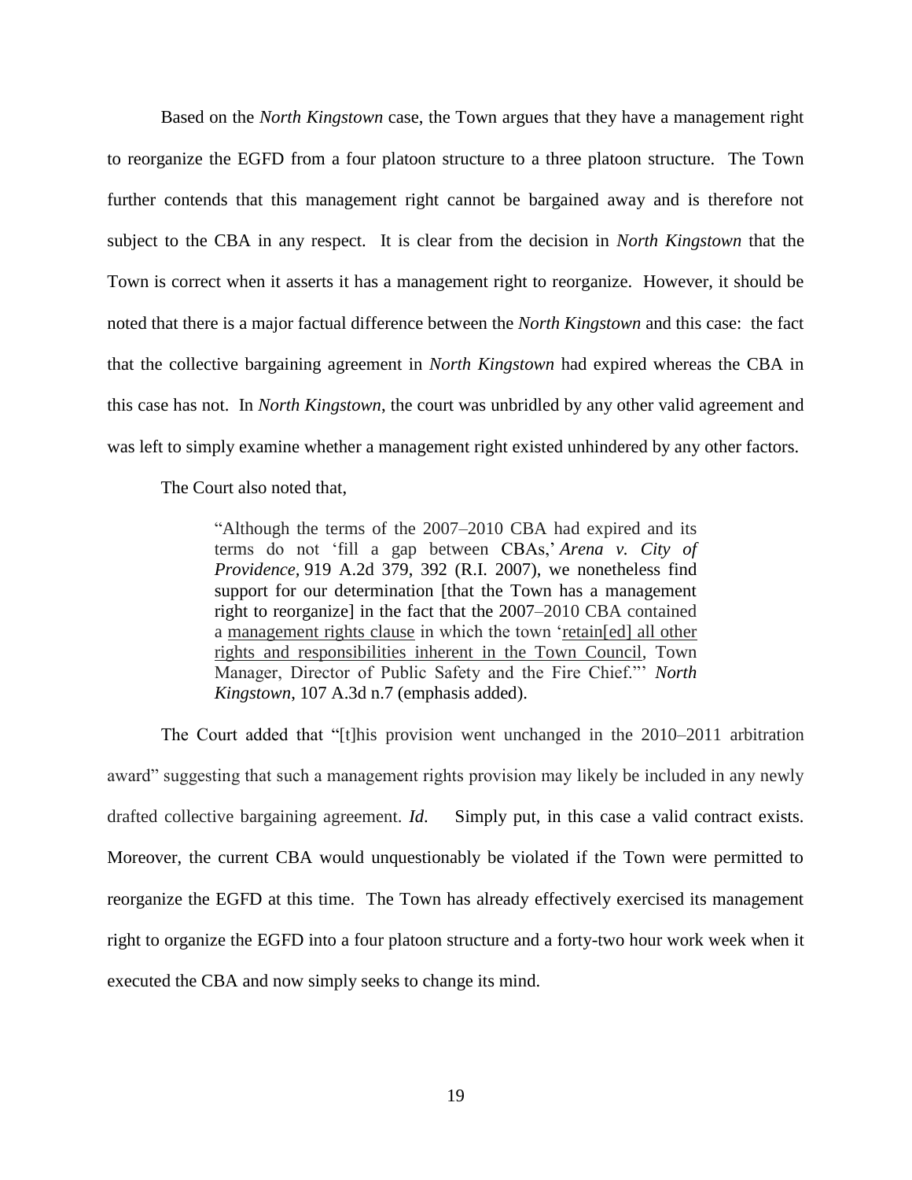Based on the *North Kingstown* case, the Town argues that they have a management right to reorganize the EGFD from a four platoon structure to a three platoon structure. The Town further contends that this management right cannot be bargained away and is therefore not subject to the CBA in any respect. It is clear from the decision in *North Kingstown* that the Town is correct when it asserts it has a management right to reorganize. However, it should be noted that there is a major factual difference between the *North Kingstown* and this case: the fact that the collective bargaining agreement in *North Kingstown* had expired whereas the CBA in this case has not. In *North Kingstown*, the court was unbridled by any other valid agreement and was left to simply examine whether a management right existed unhindered by any other factors.

The Court also noted that,

> "Although the terms of the 2007–2010 CBA had expired and its terms do not 'fill a gap between CBAs,' *Arena v. City of Providence*, 919 A.2d 379, 392 (R.I. 2007), we nonetheless find support for our determination [that the Town has a management right to reorganize] in the fact that the 2007–2010 CBA contained a <u>management rights clause</u> in which the town '<u>retain[ed] all other rights and responsibilities inherent in the Town Council</u>, Town Manager, Director of Public Safety and the Fire Chief."' *North Kingstown*, 107 A.3d n.7 (emphasis added).

The Court added that "[t]his provision went unchanged in the 2010–2011 arbitration award" suggesting that such a management rights provision may likely be included in any newly drafted collective bargaining agreement. *Id.* Simply put, in this case a valid contract exists. Moreover, the current CBA would unquestionably be violated if the Town were permitted to reorganize the EGFD at this time. The Town has already effectively exercised its management right to organize the EGFD into a four platoon structure and a forty-two hour work week when it executed the CBA and now simply seeks to change its mind.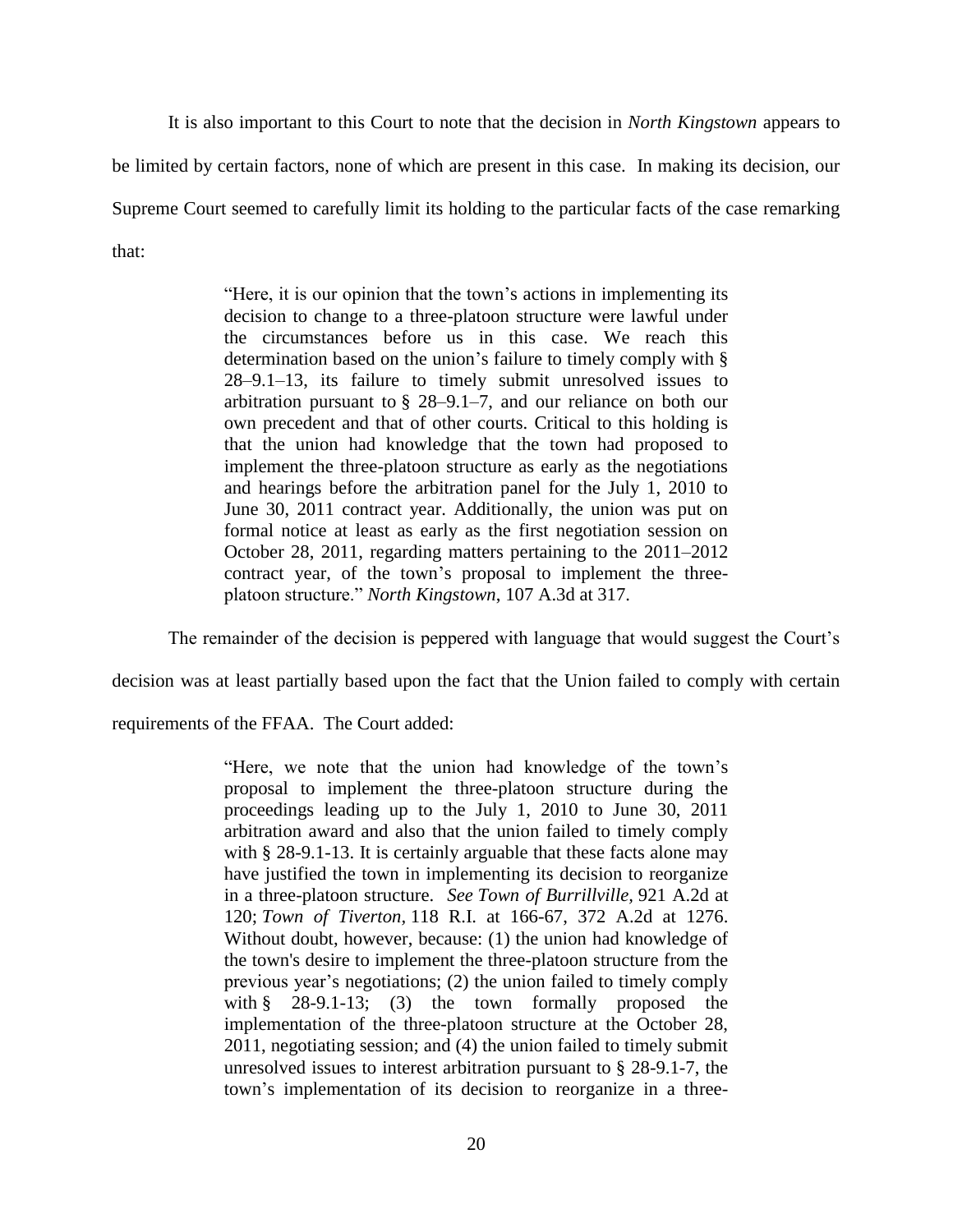It is also important to this Court to note that the decision in *North Kingstown* appears to be limited by certain factors, none of which are present in this case. In making its decision, our Supreme Court seemed to carefully limit its holding to the particular facts of the case remarking that:

> "Here, it is our opinion that the town's actions in implementing its decision to change to a three-platoon structure were lawful under the circumstances before us in this case. We reach this determination based on the union's failure to timely comply with § 28–9.1–13, its failure to timely submit unresolved issues to arbitration pursuant to § 28–9.1–7, and our reliance on both our own precedent and that of other courts. Critical to this holding is that the union had knowledge that the town had proposed to implement the three-platoon structure as early as the negotiations and hearings before the arbitration panel for the July 1, 2010 to June 30, 2011 contract year. Additionally, the union was put on formal notice at least as early as the first negotiation session on October 28, 2011, regarding matters pertaining to the 2011–2012 contract year, of the town's proposal to implement the three-platoon structure." *North Kingstown*, 107 A.3d at 317.

The remainder of the decision is peppered with language that would suggest the Court's decision was at least partially based upon the fact that the Union failed to comply with certain requirements of the FFAA. The Court added:

> "Here, we note that the union had knowledge of the town's proposal to implement the three-platoon structure during the proceedings leading up to the July 1, 2010 to June 30, 2011 arbitration award and also that the union failed to timely comply with § 28-9.1-13. It is certainly arguable that these facts alone may have justified the town in implementing its decision to reorganize in a three-platoon structure. *See Town of Burrillville,* 921 A.2d at 120; *Town of Tiverton,* 118 R.I. at 166-67, 372 A.2d at 1276. Without doubt, however, because: (1) the union had knowledge of the town's desire to implement the three-platoon structure from the previous year's negotiations; (2) the union failed to timely comply with § 28-9.1-13; (3) the town formally proposed the implementation of the three-platoon structure at the October 28, 2011, negotiating session; and (4) the union failed to timely submit unresolved issues to interest arbitration pursuant to § 28-9.1-7, the town's implementation of its decision to reorganize in a three-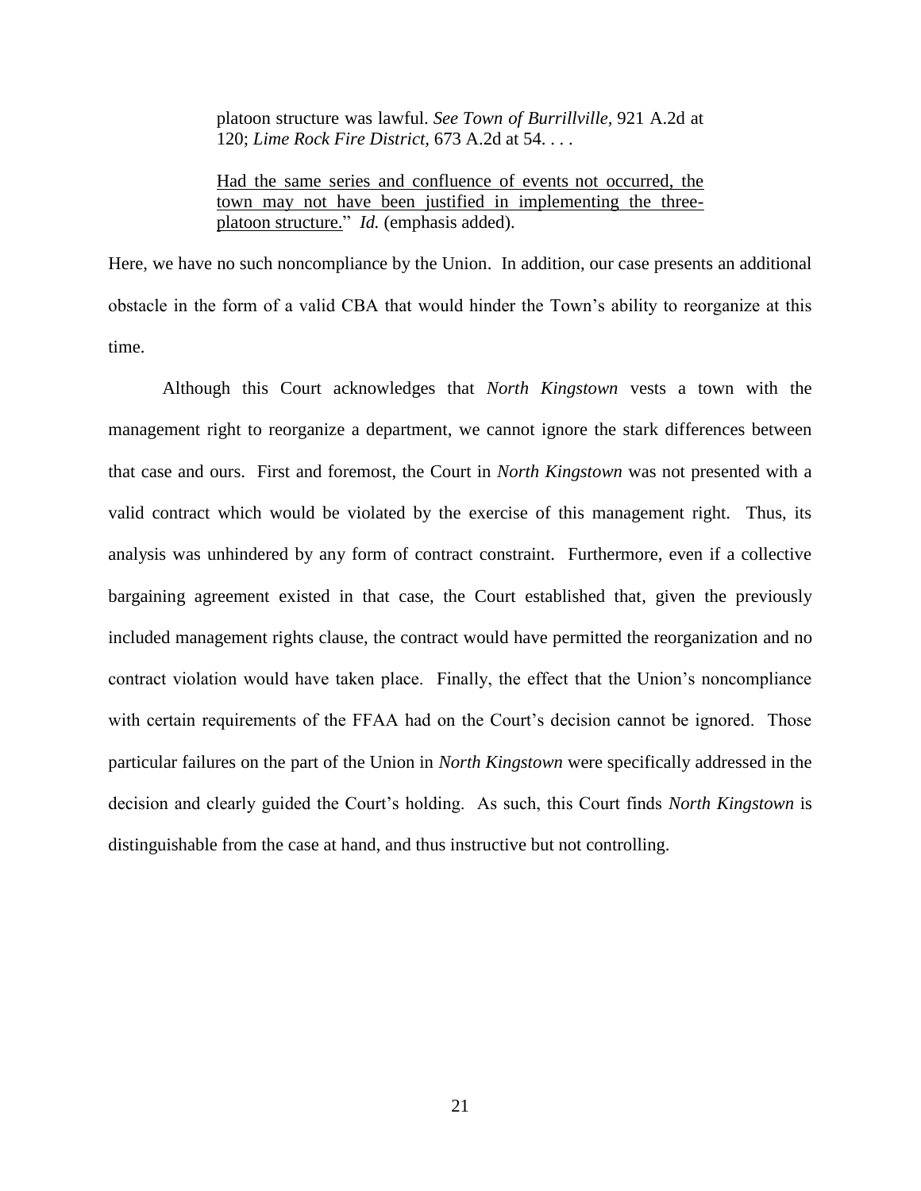> platoon structure was lawful. *See Town of Burrillville*, 921 A.2d at 120; *Lime Rock Fire District*, 673 A.2d at 54. . . .
>
> <u>Had the same series and confluence of events not occurred, the town may not have been justified in implementing the three-platoon structure.</u>" *Id.* (emphasis added).

Here, we have no such noncompliance by the Union. In addition, our case presents an additional obstacle in the form of a valid CBA that would hinder the Town's ability to reorganize at this time.

Although this Court acknowledges that *North Kingstown* vests a town with the management right to reorganize a department, we cannot ignore the stark differences between that case and ours. First and foremost, the Court in *North Kingstown* was not presented with a valid contract which would be violated by the exercise of this management right. Thus, its analysis was unhindered by any form of contract constraint. Furthermore, even if a collective bargaining agreement existed in that case, the Court established that, given the previously included management rights clause, the contract would have permitted the reorganization and no contract violation would have taken place. Finally, the effect that the Union's noncompliance with certain requirements of the FFAA had on the Court's decision cannot be ignored. Those particular failures on the part of the Union in *North Kingstown* were specifically addressed in the decision and clearly guided the Court's holding. As such, this Court finds *North Kingstown* is distinguishable from the case at hand, and thus instructive but not controlling.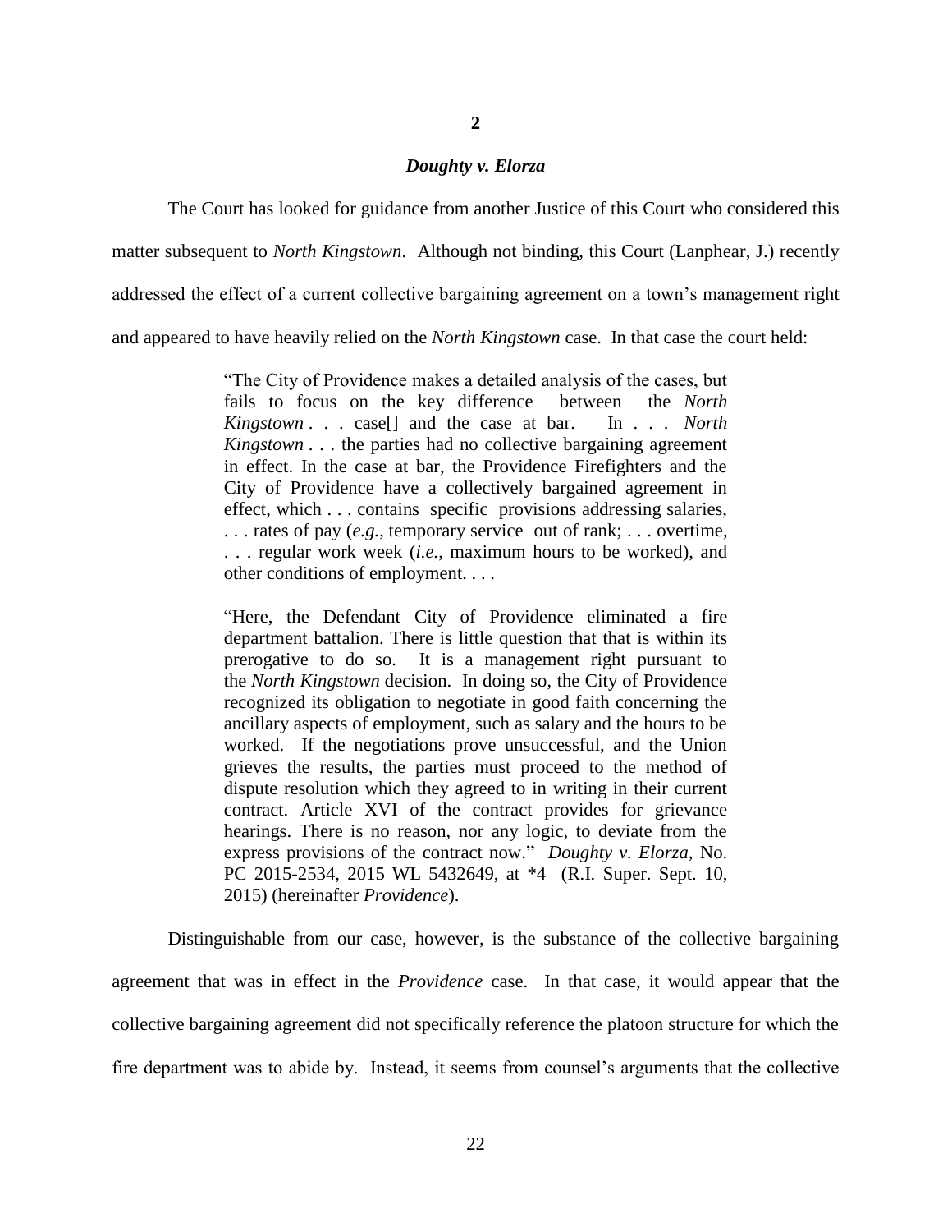**2**

***Doughty v. Elorza***

The Court has looked for guidance from another Justice of this Court who considered this matter subsequent to *North Kingstown*. Although not binding, this Court (Lanphear, J.) recently addressed the effect of a current collective bargaining agreement on a town's management right and appeared to have heavily relied on the *North Kingstown* case. In that case the court held:

> "The City of Providence makes a detailed analysis of the cases, but fails to focus on the key difference between the *North Kingstown* . . . case[] and the case at bar. In . . . *North Kingstown* . . . the parties had no collective bargaining agreement in effect. In the case at bar, the Providence Firefighters and the City of Providence have a collectively bargained agreement in effect, which . . . contains specific provisions addressing salaries, . . . rates of pay (*e.g.*, temporary service out of rank; . . . overtime, . . . regular work week (*i.e.*, maximum hours to be worked), and other conditions of employment. . . .
>
> "Here, the Defendant City of Providence eliminated a fire department battalion. There is little question that that is within its prerogative to do so. It is a management right pursuant to the *North Kingstown* decision. In doing so, the City of Providence recognized its obligation to negotiate in good faith concerning the ancillary aspects of employment, such as salary and the hours to be worked. If the negotiations prove unsuccessful, and the Union grieves the results, the parties must proceed to the method of dispute resolution which they agreed to in writing in their current contract. Article XVI of the contract provides for grievance hearings. There is no reason, nor any logic, to deviate from the express provisions of the contract now." *Doughty v. Elorza*, No. PC 2015-2534, 2015 WL 5432649, at *4 (R.I. Super. Sept. 10, 2015) (hereinafter *Providence*).

Distinguishable from our case, however, is the substance of the collective bargaining agreement that was in effect in the *Providence* case. In that case, it would appear that the collective bargaining agreement did not specifically reference the platoon structure for which the fire department was to abide by. Instead, it seems from counsel's arguments that the collective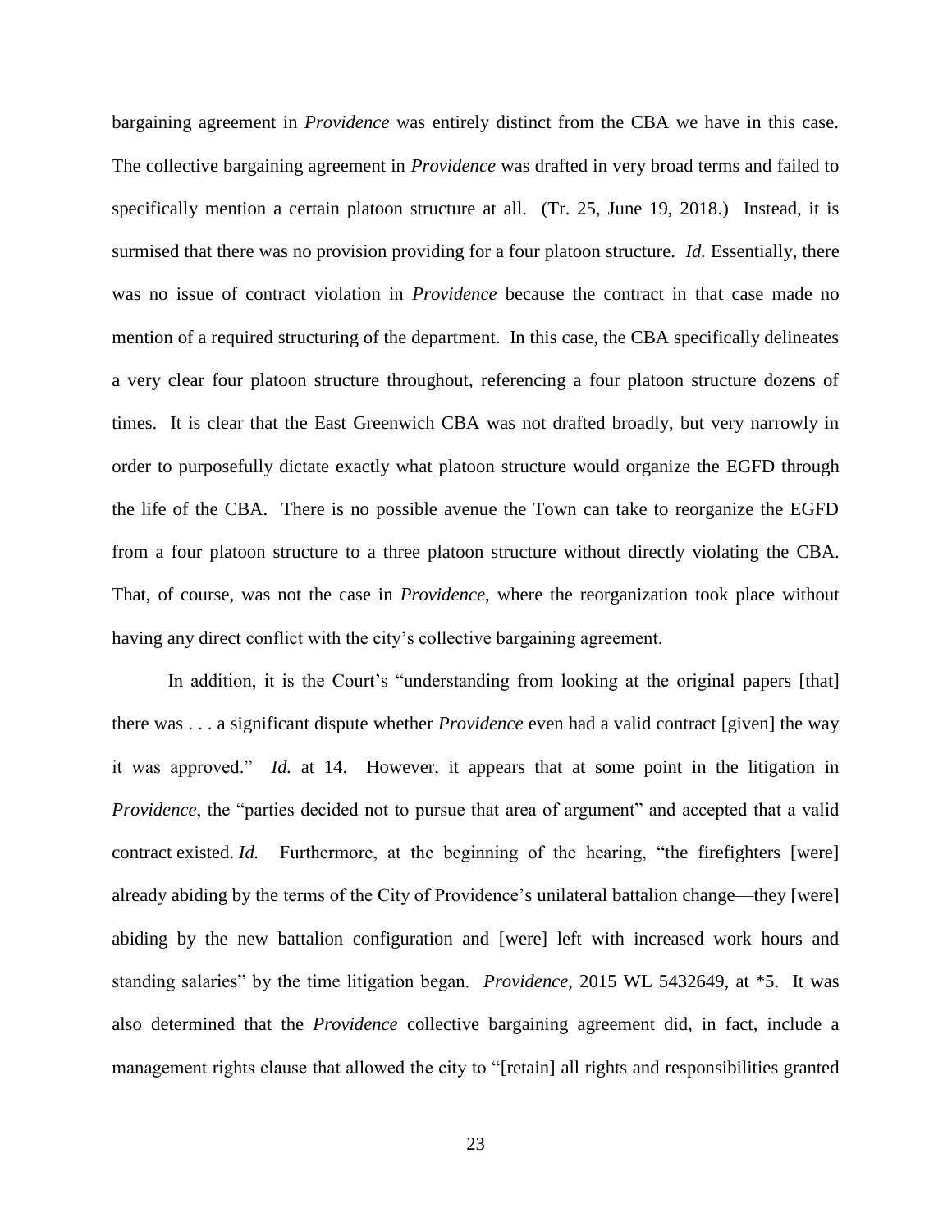bargaining agreement in *Providence* was entirely distinct from the CBA we have in this case. The collective bargaining agreement in *Providence* was drafted in very broad terms and failed to specifically mention a certain platoon structure at all. (Tr. 25, June 19, 2018.) Instead, it is surmised that there was no provision providing for a four platoon structure. *Id.* Essentially, there was no issue of contract violation in *Providence* because the contract in that case made no mention of a required structuring of the department. In this case, the CBA specifically delineates a very clear four platoon structure throughout, referencing a four platoon structure dozens of times. It is clear that the East Greenwich CBA was not drafted broadly, but very narrowly in order to purposefully dictate exactly what platoon structure would organize the EGFD through the life of the CBA. There is no possible avenue the Town can take to reorganize the EGFD from a four platoon structure to a three platoon structure without directly violating the CBA. That, of course, was not the case in *Providence*, where the reorganization took place without having any direct conflict with the city's collective bargaining agreement.

In addition, it is the Court's "understanding from looking at the original papers [that] there was . . . a significant dispute whether *Providence* even had a valid contract [given] the way it was approved." *Id.* at 14. However, it appears that at some point in the litigation in *Providence*, the "parties decided not to pursue that area of argument" and accepted that a valid contract existed. *Id.* Furthermore, at the beginning of the hearing, "the firefighters [were] already abiding by the terms of the City of Providence's unilateral battalion change—they [were] abiding by the new battalion configuration and [were] left with increased work hours and standing salaries" by the time litigation began. *Providence*, 2015 WL 5432649, at *5. It was also determined that the *Providence* collective bargaining agreement did, in fact, include a management rights clause that allowed the city to "[retain] all rights and responsibilities granted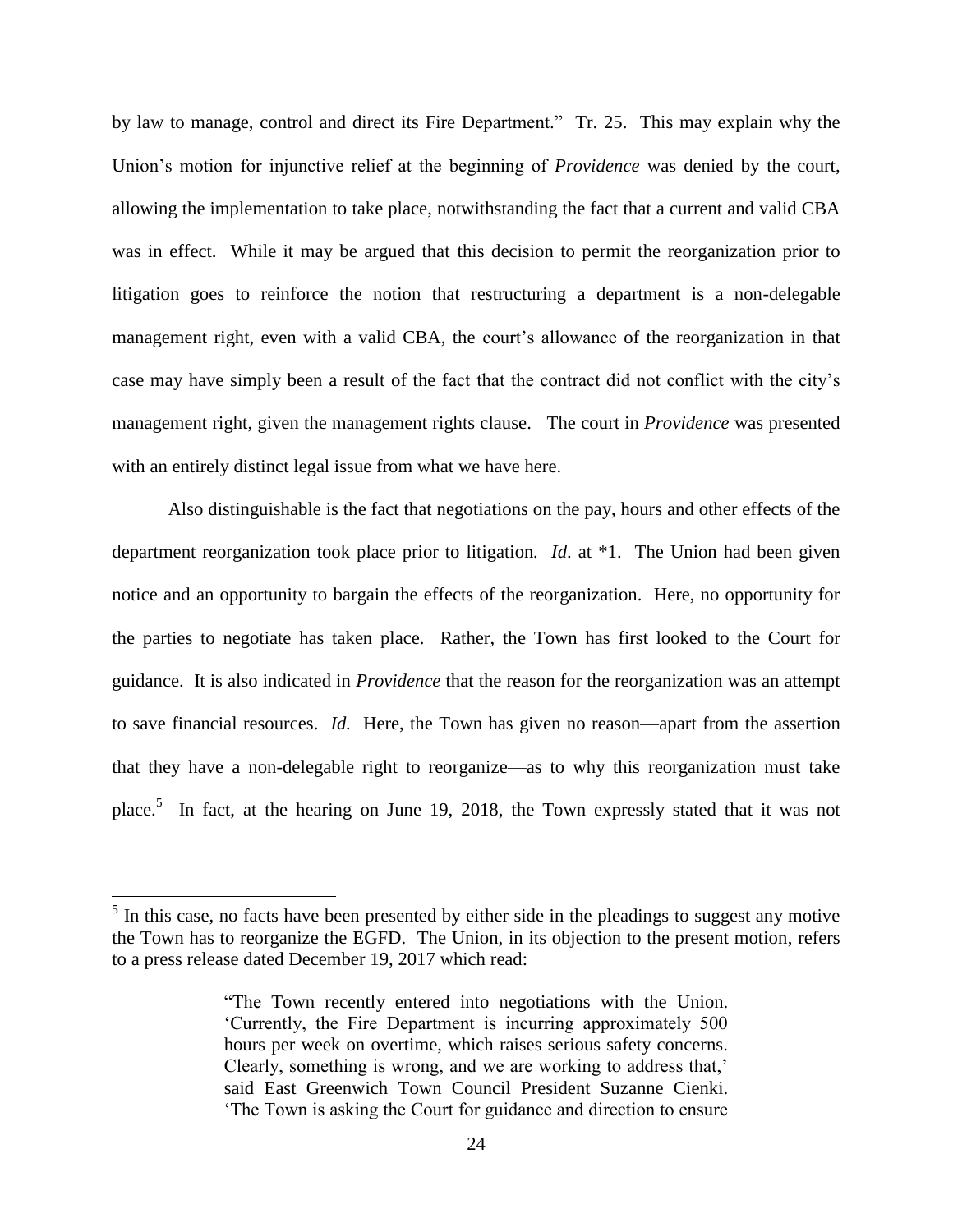by law to manage, control and direct its Fire Department." Tr. 25. This may explain why the Union's motion for injunctive relief at the beginning of *Providence* was denied by the court, allowing the implementation to take place, notwithstanding the fact that a current and valid CBA was in effect. While it may be argued that this decision to permit the reorganization prior to litigation goes to reinforce the notion that restructuring a department is a non-delegable management right, even with a valid CBA, the court's allowance of the reorganization in that case may have simply been a result of the fact that the contract did not conflict with the city's management right, given the management rights clause. The court in *Providence* was presented with an entirely distinct legal issue from what we have here.

Also distinguishable is the fact that negotiations on the pay, hours and other effects of the department reorganization took place prior to litigation. *Id*. at \*1. The Union had been given notice and an opportunity to bargain the effects of the reorganization. Here, no opportunity for the parties to negotiate has taken place. Rather, the Town has first looked to the Court for guidance. It is also indicated in *Providence* that the reason for the reorganization was an attempt to save financial resources. *Id.* Here, the Town has given no reason—apart from the assertion that they have a non-delegable right to reorganize—as to why this reorganization must take place.[5] In fact, at the hearing on June 19, 2018, the Town expressly stated that it was not

---

[5] In this case, no facts have been presented by either side in the pleadings to suggest any motive the Town has to reorganize the EGFD. The Union, in its objection to the present motion, refers to a press release dated December 19, 2017 which read:

> "The Town recently entered into negotiations with the Union. 'Currently, the Fire Department is incurring approximately 500 hours per week on overtime, which raises serious safety concerns. Clearly, something is wrong, and we are working to address that,' said East Greenwich Town Council President Suzanne Cienki. 'The Town is asking the Court for guidance and direction to ensure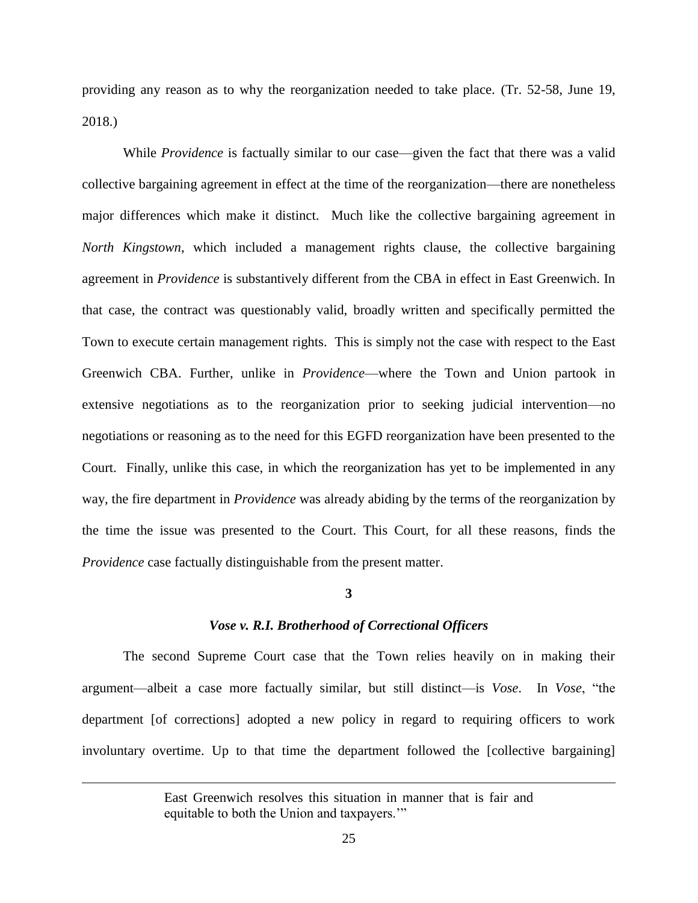providing any reason as to why the reorganization needed to take place. (Tr. 52-58, June 19, 2018.)

While *Providence* is factually similar to our case—given the fact that there was a valid collective bargaining agreement in effect at the time of the reorganization—there are nonetheless major differences which make it distinct. Much like the collective bargaining agreement in *North Kingstown*, which included a management rights clause, the collective bargaining agreement in *Providence* is substantively different from the CBA in effect in East Greenwich. In that case, the contract was questionably valid, broadly written and specifically permitted the Town to execute certain management rights. This is simply not the case with respect to the East Greenwich CBA. Further, unlike in *Providence*—where the Town and Union partook in extensive negotiations as to the reorganization prior to seeking judicial intervention—no negotiations or reasoning as to the need for this EGFD reorganization have been presented to the Court. Finally, unlike this case, in which the reorganization has yet to be implemented in any way, the fire department in *Providence* was already abiding by the terms of the reorganization by the time the issue was presented to the Court. This Court, for all these reasons, finds the *Providence* case factually distinguishable from the present matter.

**3**

***Vose v. R.I. Brotherhood of Correctional Officers***

The second Supreme Court case that the Town relies heavily on in making their argument—albeit a case more factually similar, but still distinct—is *Vose*. In *Vose*, "the department [of corrections] adopted a new policy in regard to requiring officers to work involuntary overtime. Up to that time the department followed the [collective bargaining]

---

East Greenwich resolves this situation in manner that is fair and equitable to both the Union and taxpayers.'"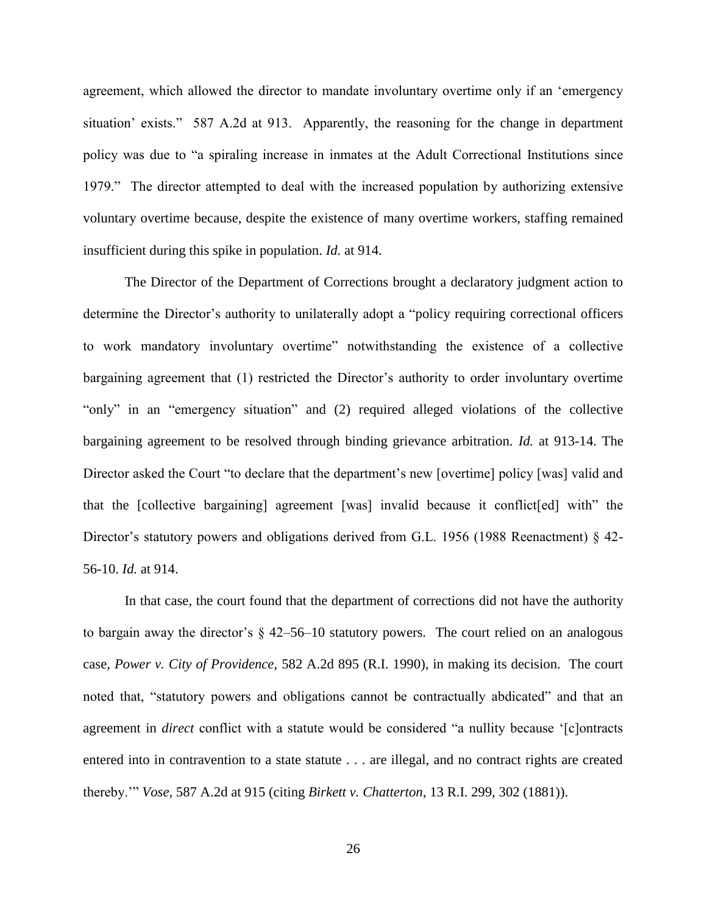agreement, which allowed the director to mandate involuntary overtime only if an 'emergency situation' exists." 587 A.2d at 913. Apparently, the reasoning for the change in department policy was due to "a spiraling increase in inmates at the Adult Correctional Institutions since 1979." The director attempted to deal with the increased population by authorizing extensive voluntary overtime because, despite the existence of many overtime workers, staffing remained insufficient during this spike in population. *Id.* at 914.

The Director of the Department of Corrections brought a declaratory judgment action to determine the Director's authority to unilaterally adopt a "policy requiring correctional officers to work mandatory involuntary overtime" notwithstanding the existence of a collective bargaining agreement that (1) restricted the Director's authority to order involuntary overtime "only" in an "emergency situation" and (2) required alleged violations of the collective bargaining agreement to be resolved through binding grievance arbitration. *Id.* at 913-14. The Director asked the Court "to declare that the department's new [overtime] policy [was] valid and that the [collective bargaining] agreement [was] invalid because it conflict[ed] with" the Director's statutory powers and obligations derived from G.L. 1956 (1988 Reenactment) § 42-56-10. *Id.* at 914.

In that case, the court found that the department of corrections did not have the authority to bargain away the director's § 42–56–10 statutory powers. The court relied on an analogous case, *Power v. City of Providence*, 582 A.2d 895 (R.I. 1990), in making its decision. The court noted that, "statutory powers and obligations cannot be contractually abdicated" and that an agreement in *direct* conflict with a statute would be considered "a nullity because '[c]ontracts entered into in contravention to a state statute . . . are illegal, and no contract rights are created thereby.'" *Vose*, 587 A.2d at 915 (citing *Birkett v. Chatterton*, 13 R.I. 299, 302 (1881)).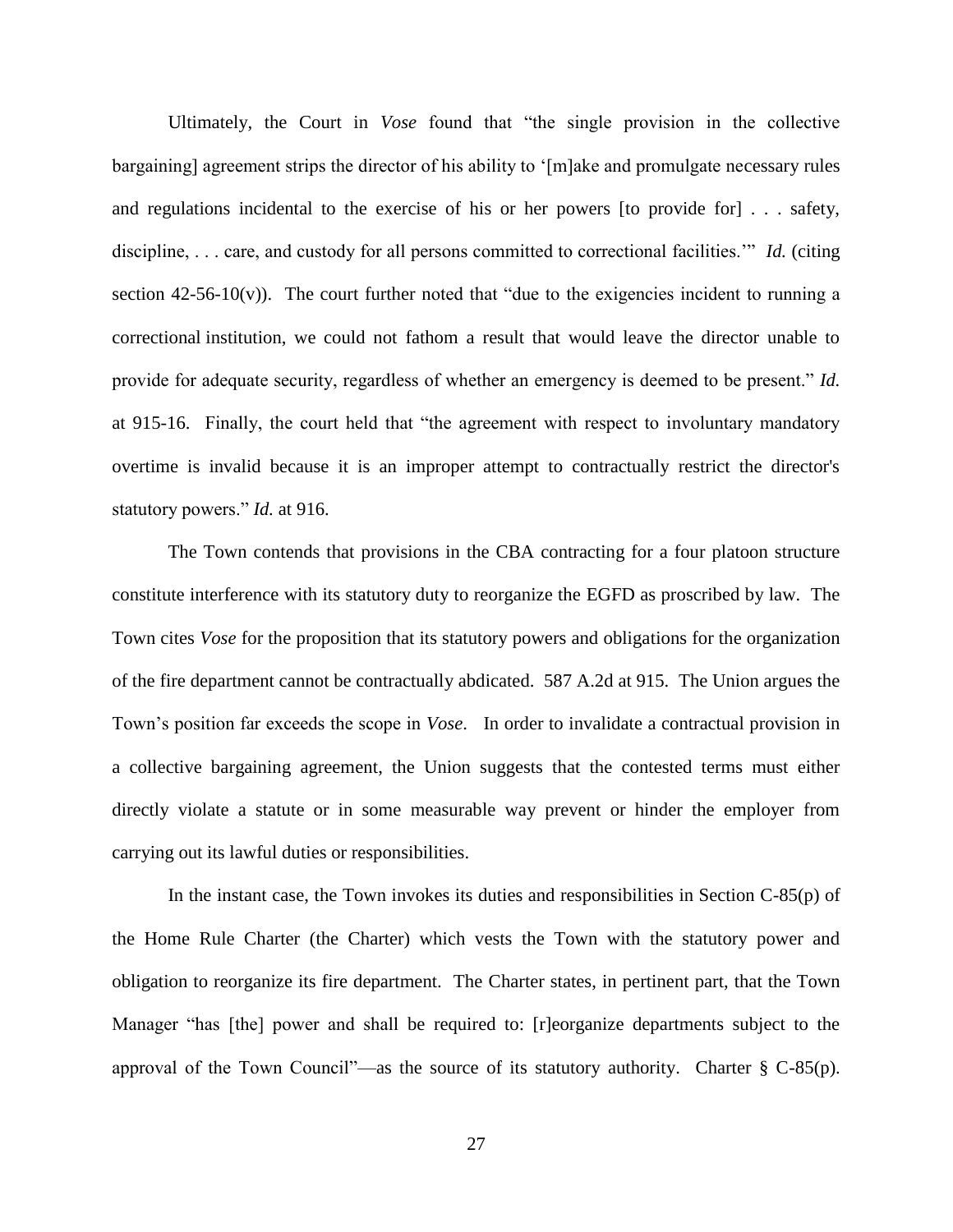Ultimately, the Court in *Vose* found that "the single provision in the collective bargaining] agreement strips the director of his ability to '[m]ake and promulgate necessary rules and regulations incidental to the exercise of his or her powers [to provide for] . . . safety, discipline, . . . care, and custody for all persons committed to correctional facilities.'" *Id.* (citing section 42-56-10(v)). The court further noted that "due to the exigencies incident to running a correctional institution, we could not fathom a result that would leave the director unable to provide for adequate security, regardless of whether an emergency is deemed to be present." *Id.* at 915-16. Finally, the court held that "the agreement with respect to involuntary mandatory overtime is invalid because it is an improper attempt to contractually restrict the director's statutory powers." *Id.* at 916.

The Town contends that provisions in the CBA contracting for a four platoon structure constitute interference with its statutory duty to reorganize the EGFD as proscribed by law. The Town cites *Vose* for the proposition that its statutory powers and obligations for the organization of the fire department cannot be contractually abdicated. 587 A.2d at 915. The Union argues the Town's position far exceeds the scope in *Vose*. In order to invalidate a contractual provision in a collective bargaining agreement, the Union suggests that the contested terms must either directly violate a statute or in some measurable way prevent or hinder the employer from carrying out its lawful duties or responsibilities.

In the instant case, the Town invokes its duties and responsibilities in Section C-85(p) of the Home Rule Charter (the Charter) which vests the Town with the statutory power and obligation to reorganize its fire department. The Charter states, in pertinent part, that the Town Manager "has [the] power and shall be required to: [r]eorganize departments subject to the approval of the Town Council"—as the source of its statutory authority. Charter § C-85(p).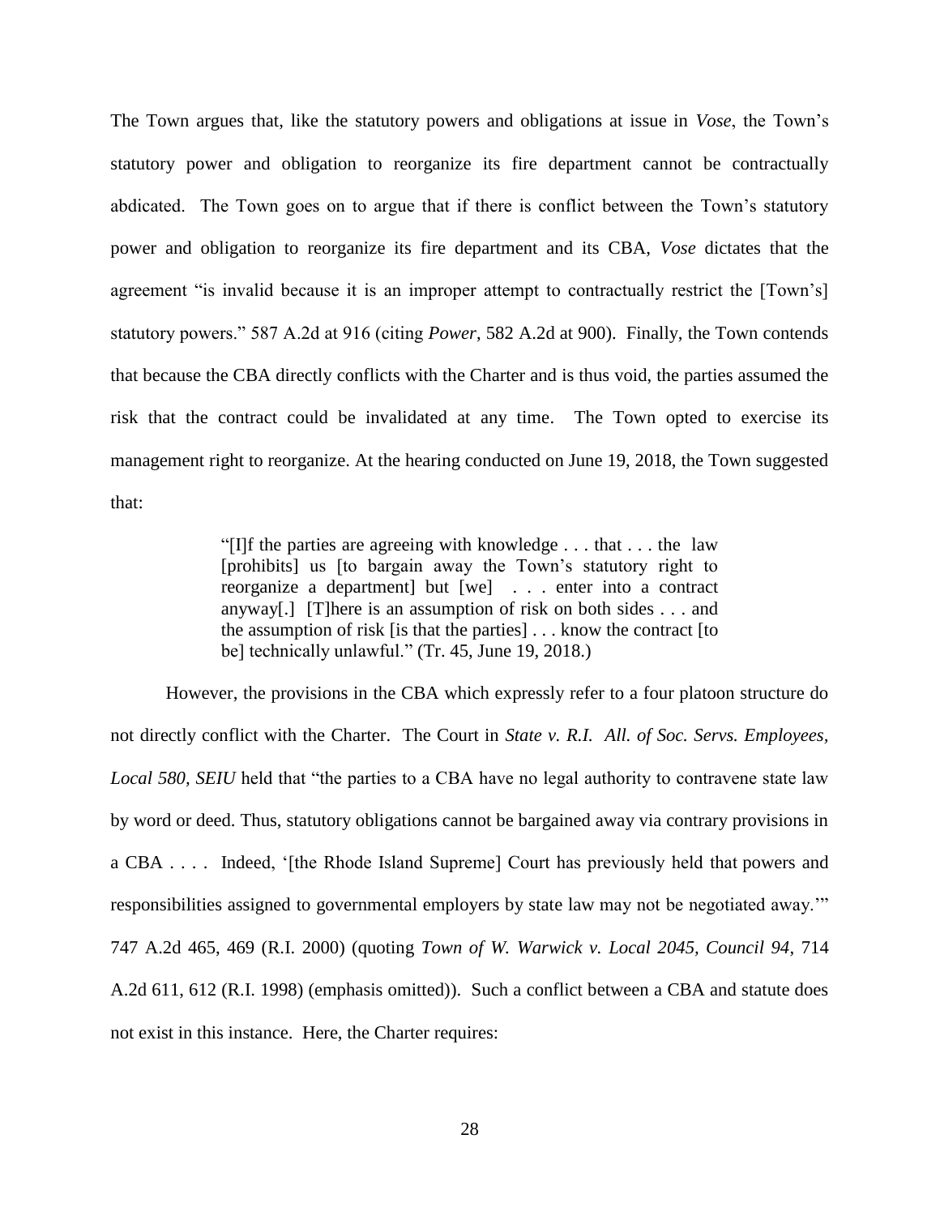The Town argues that, like the statutory powers and obligations at issue in *Vose*, the Town's statutory power and obligation to reorganize its fire department cannot be contractually abdicated. The Town goes on to argue that if there is conflict between the Town's statutory power and obligation to reorganize its fire department and its CBA, *Vose* dictates that the agreement "is invalid because it is an improper attempt to contractually restrict the [Town's] statutory powers." 587 A.2d at 916 (citing *Power*, 582 A.2d at 900). Finally, the Town contends that because the CBA directly conflicts with the Charter and is thus void, the parties assumed the risk that the contract could be invalidated at any time. The Town opted to exercise its management right to reorganize. At the hearing conducted on June 19, 2018, the Town suggested that:

> "[I]f the parties are agreeing with knowledge . . . that . . . the law [prohibits] us [to bargain away the Town's statutory right to reorganize a department] but [we] . . . enter into a contract anyway[.] [T]here is an assumption of risk on both sides . . . and the assumption of risk [is that the parties] . . . know the contract [to be] technically unlawful." (Tr. 45, June 19, 2018.)

However, the provisions in the CBA which expressly refer to a four platoon structure do not directly conflict with the Charter. The Court in *State v. R.I. All. of Soc. Servs. Employees, Local 580, SEIU* held that "the parties to a CBA have no legal authority to contravene state law by word or deed. Thus, statutory obligations cannot be bargained away via contrary provisions in a CBA . . . . Indeed, '[the Rhode Island Supreme] Court has previously held that powers and responsibilities assigned to governmental employers by state law may not be negotiated away.'" 747 A.2d 465, 469 (R.I. 2000) (quoting *Town of W. Warwick v. Local 2045, Council 94*, 714 A.2d 611, 612 (R.I. 1998) (emphasis omitted)). Such a conflict between a CBA and statute does not exist in this instance. Here, the Charter requires: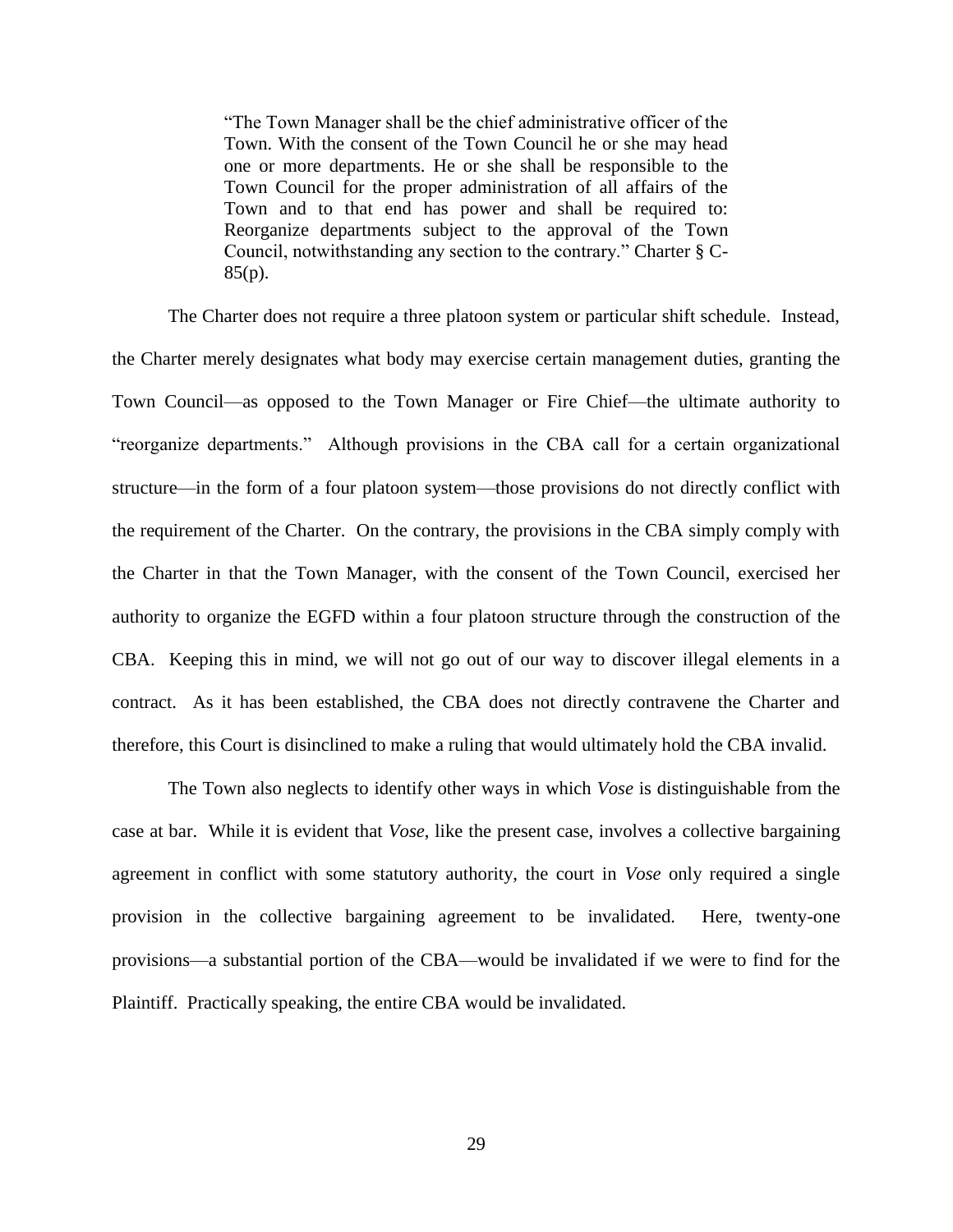> "The Town Manager shall be the chief administrative officer of the Town. With the consent of the Town Council he or she may head one or more departments. He or she shall be responsible to the Town Council for the proper administration of all affairs of the Town and to that end has power and shall be required to: Reorganize departments subject to the approval of the Town Council, notwithstanding any section to the contrary." Charter § C-85(p).

The Charter does not require a three platoon system or particular shift schedule. Instead, the Charter merely designates what body may exercise certain management duties, granting the Town Council—as opposed to the Town Manager or Fire Chief—the ultimate authority to "reorganize departments." Although provisions in the CBA call for a certain organizational structure—in the form of a four platoon system—those provisions do not directly conflict with the requirement of the Charter. On the contrary, the provisions in the CBA simply comply with the Charter in that the Town Manager, with the consent of the Town Council, exercised her authority to organize the EGFD within a four platoon structure through the construction of the CBA. Keeping this in mind, we will not go out of our way to discover illegal elements in a contract. As it has been established, the CBA does not directly contravene the Charter and therefore, this Court is disinclined to make a ruling that would ultimately hold the CBA invalid.

The Town also neglects to identify other ways in which *Vose* is distinguishable from the case at bar. While it is evident that *Vose*, like the present case, involves a collective bargaining agreement in conflict with some statutory authority, the court in *Vose* only required a single provision in the collective bargaining agreement to be invalidated. Here, twenty-one provisions—a substantial portion of the CBA—would be invalidated if we were to find for the Plaintiff. Practically speaking, the entire CBA would be invalidated.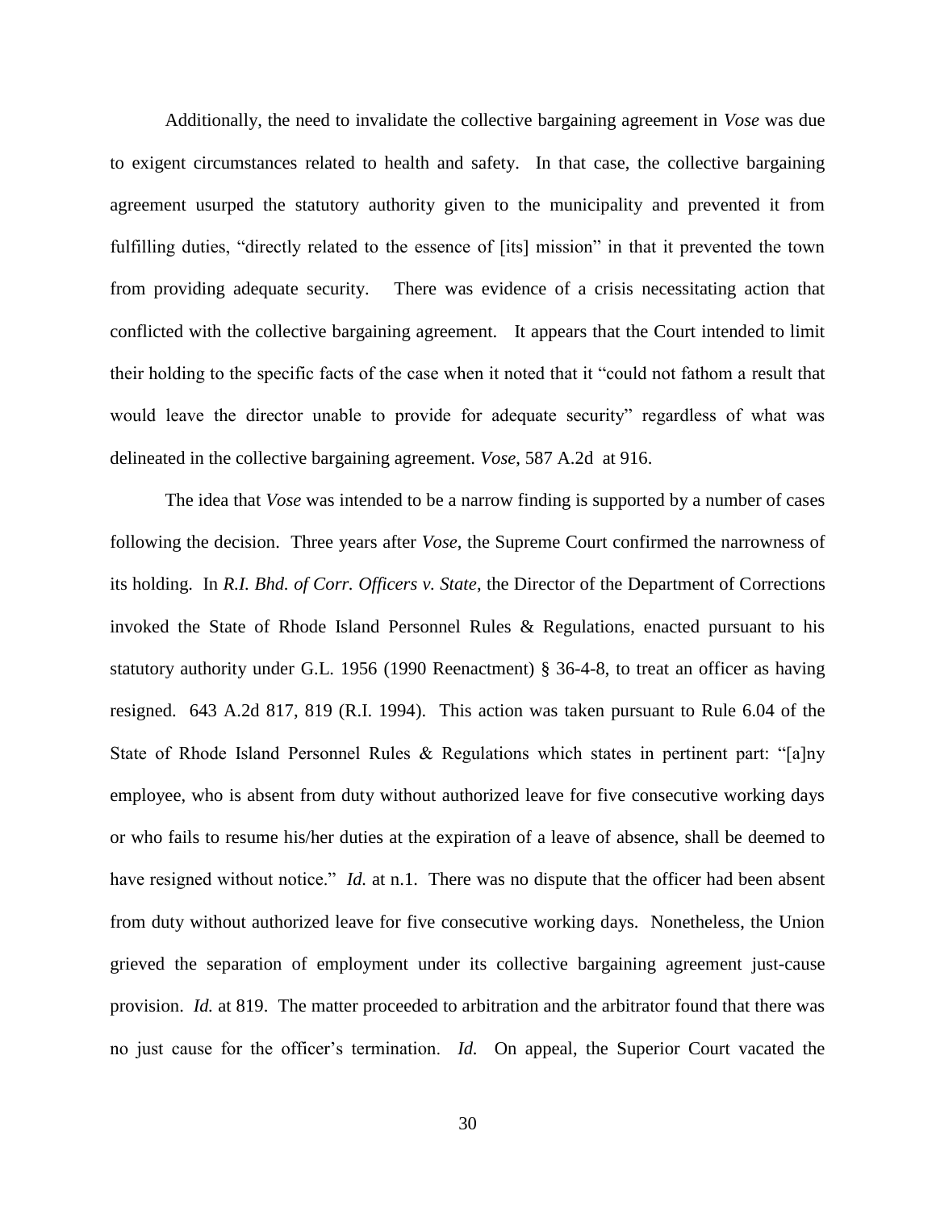Additionally, the need to invalidate the collective bargaining agreement in *Vose* was due to exigent circumstances related to health and safety. In that case, the collective bargaining agreement usurped the statutory authority given to the municipality and prevented it from fulfilling duties, "directly related to the essence of [its] mission" in that it prevented the town from providing adequate security. There was evidence of a crisis necessitating action that conflicted with the collective bargaining agreement. It appears that the Court intended to limit their holding to the specific facts of the case when it noted that it "could not fathom a result that would leave the director unable to provide for adequate security" regardless of what was delineated in the collective bargaining agreement. *Vose*, 587 A.2d at 916.

The idea that *Vose* was intended to be a narrow finding is supported by a number of cases following the decision. Three years after *Vose*, the Supreme Court confirmed the narrowness of its holding. In *R.I. Bhd. of Corr. Officers v. State*, the Director of the Department of Corrections invoked the State of Rhode Island Personnel Rules & Regulations, enacted pursuant to his statutory authority under G.L. 1956 (1990 Reenactment) § 36-4-8, to treat an officer as having resigned. 643 A.2d 817, 819 (R.I. 1994). This action was taken pursuant to Rule 6.04 of the State of Rhode Island Personnel Rules & Regulations which states in pertinent part: "[a]ny employee, who is absent from duty without authorized leave for five consecutive working days or who fails to resume his/her duties at the expiration of a leave of absence, shall be deemed to have resigned without notice." *Id.* at n.1. There was no dispute that the officer had been absent from duty without authorized leave for five consecutive working days. Nonetheless, the Union grieved the separation of employment under its collective bargaining agreement just-cause provision. *Id.* at 819. The matter proceeded to arbitration and the arbitrator found that there was no just cause for the officer's termination. *Id.* On appeal, the Superior Court vacated the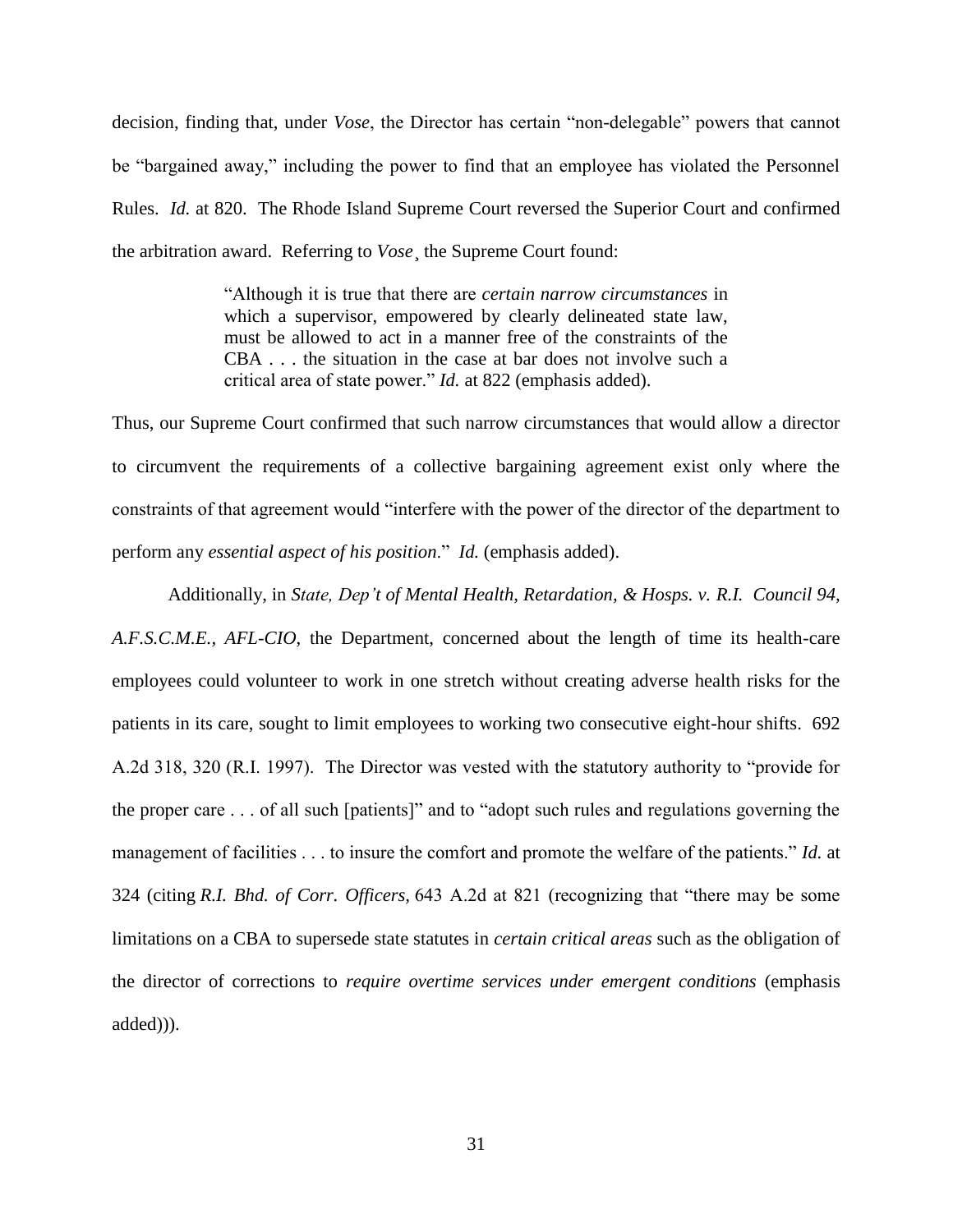decision, finding that, under *Vose*, the Director has certain "non-delegable" powers that cannot be "bargained away," including the power to find that an employee has violated the Personnel Rules. *Id.* at 820. The Rhode Island Supreme Court reversed the Superior Court and confirmed the arbitration award. Referring to *Vose*¸ the Supreme Court found:

> "Although it is true that there are *certain narrow circumstances* in which a supervisor, empowered by clearly delineated state law, must be allowed to act in a manner free of the constraints of the CBA . . . the situation in the case at bar does not involve such a critical area of state power." *Id.* at 822 (emphasis added).

Thus, our Supreme Court confirmed that such narrow circumstances that would allow a director to circumvent the requirements of a collective bargaining agreement exist only where the constraints of that agreement would "interfere with the power of the director of the department to perform any *essential aspect of his position*." *Id.* (emphasis added).

Additionally, in *State, Dep't of Mental Health, Retardation, & Hosps. v. R.I. Council 94, A.F.S.C.M.E., AFL-CIO*, the Department, concerned about the length of time its health-care employees could volunteer to work in one stretch without creating adverse health risks for the patients in its care, sought to limit employees to working two consecutive eight-hour shifts. 692 A.2d 318, 320 (R.I. 1997). The Director was vested with the statutory authority to "provide for the proper care . . . of all such [patients]" and to "adopt such rules and regulations governing the management of facilities . . . to insure the comfort and promote the welfare of the patients." *Id.* at 324 (citing *R.I. Bhd. of Corr. Officers,* 643 A.2d at 821 (recognizing that "there may be some limitations on a CBA to supersede state statutes in *certain critical areas* such as the obligation of the director of corrections to *require overtime services under emergent conditions* (emphasis added))).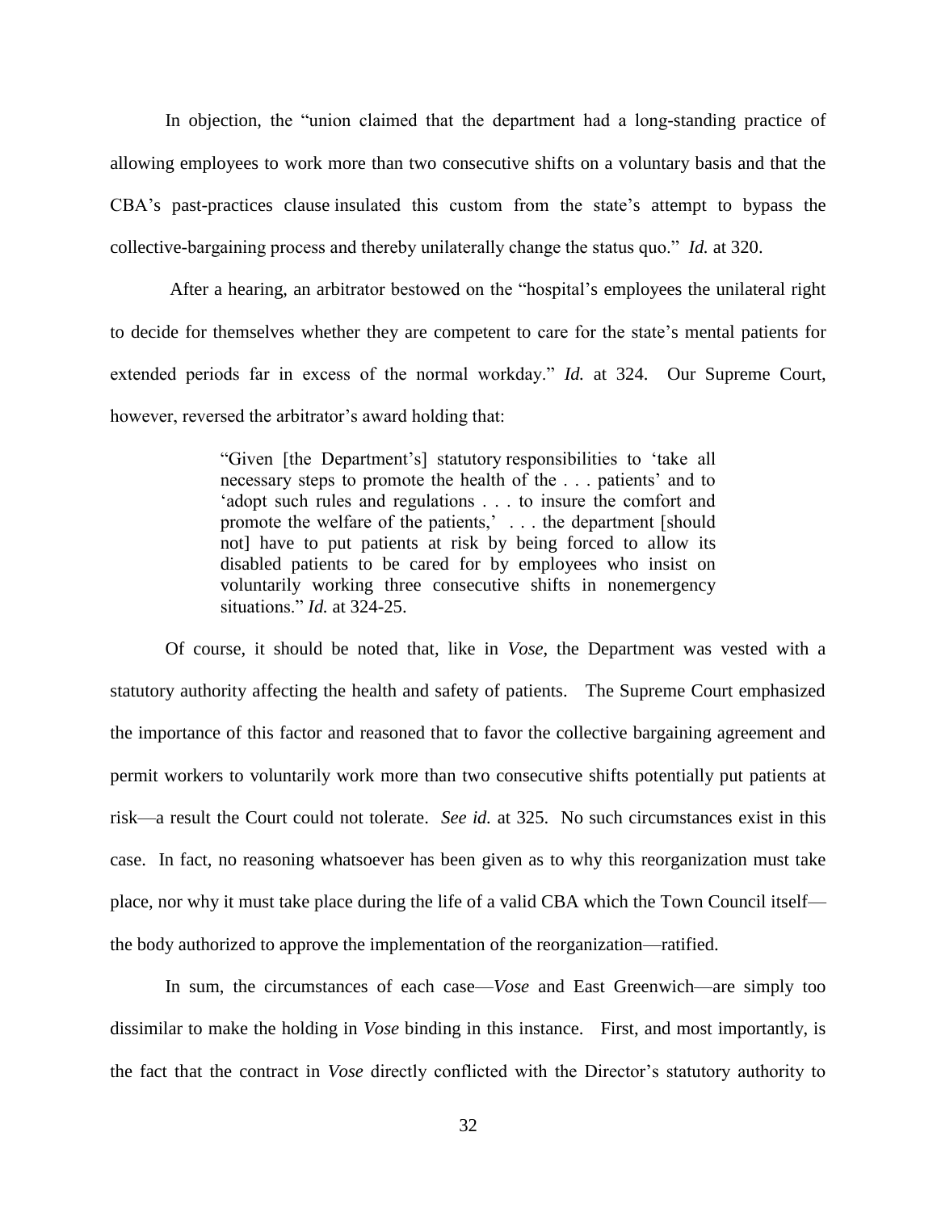In objection, the "union claimed that the department had a long-standing practice of allowing employees to work more than two consecutive shifts on a voluntary basis and that the CBA's past-practices clause insulated this custom from the state's attempt to bypass the collective-bargaining process and thereby unilaterally change the status quo." *Id.* at 320.

After a hearing, an arbitrator bestowed on the "hospital's employees the unilateral right to decide for themselves whether they are competent to care for the state's mental patients for extended periods far in excess of the normal workday." *Id.* at 324. Our Supreme Court, however, reversed the arbitrator's award holding that:

> "Given [the Department's] statutory responsibilities to 'take all necessary steps to promote the health of the . . . patients' and to 'adopt such rules and regulations . . . to insure the comfort and promote the welfare of the patients,' . . . the department [should not] have to put patients at risk by being forced to allow its disabled patients to be cared for by employees who insist on voluntarily working three consecutive shifts in nonemergency situations." *Id.* at 324-25.

Of course, it should be noted that, like in *Vose*, the Department was vested with a statutory authority affecting the health and safety of patients. The Supreme Court emphasized the importance of this factor and reasoned that to favor the collective bargaining agreement and permit workers to voluntarily work more than two consecutive shifts potentially put patients at risk—a result the Court could not tolerate. *See id.* at 325. No such circumstances exist in this case. In fact, no reasoning whatsoever has been given as to why this reorganization must take place, nor why it must take place during the life of a valid CBA which the Town Council itself—the body authorized to approve the implementation of the reorganization—ratified.

In sum, the circumstances of each case—*Vose* and East Greenwich—are simply too dissimilar to make the holding in *Vose* binding in this instance. First, and most importantly, is the fact that the contract in *Vose* directly conflicted with the Director's statutory authority to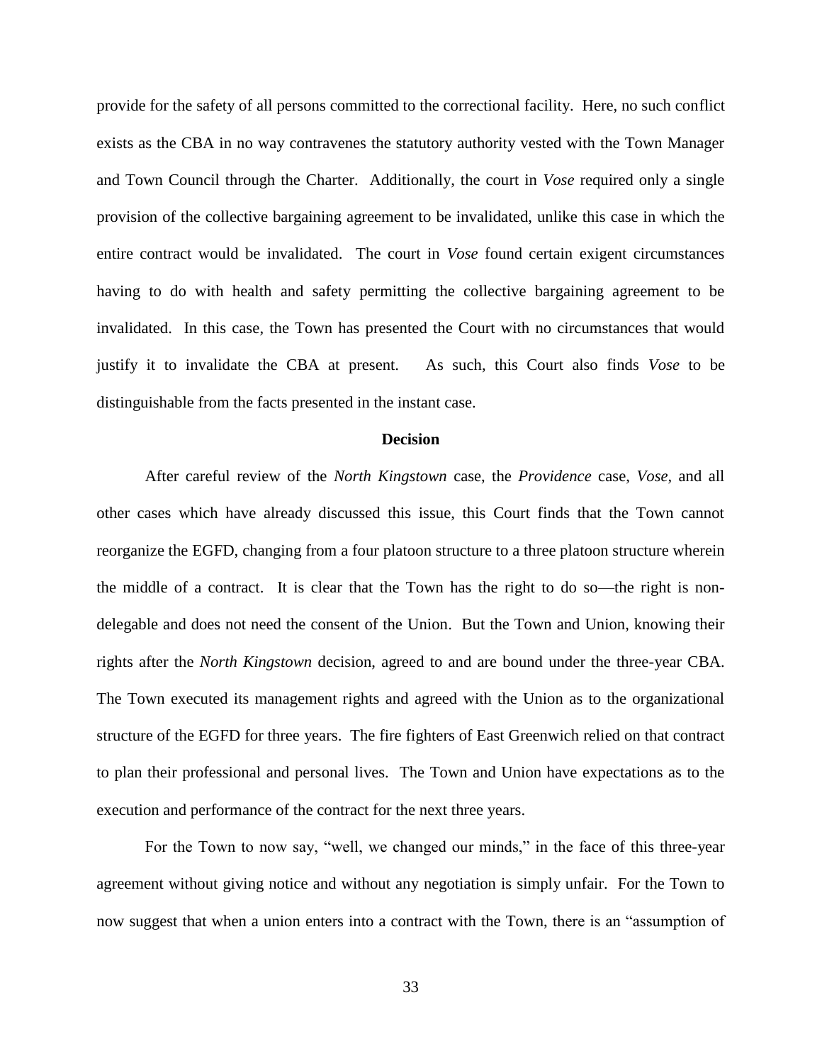provide for the safety of all persons committed to the correctional facility. Here, no such conflict exists as the CBA in no way contravenes the statutory authority vested with the Town Manager and Town Council through the Charter. Additionally, the court in *Vose* required only a single provision of the collective bargaining agreement to be invalidated, unlike this case in which the entire contract would be invalidated. The court in *Vose* found certain exigent circumstances having to do with health and safety permitting the collective bargaining agreement to be invalidated. In this case, the Town has presented the Court with no circumstances that would justify it to invalidate the CBA at present. As such, this Court also finds *Vose* to be distinguishable from the facts presented in the instant case.

**Decision**

After careful review of the *North Kingstown* case, the *Providence* case, *Vose*, and all other cases which have already discussed this issue, this Court finds that the Town cannot reorganize the EGFD, changing from a four platoon structure to a three platoon structure wherein the middle of a contract. It is clear that the Town has the right to do so—the right is non-delegable and does not need the consent of the Union. But the Town and Union, knowing their rights after the *North Kingstown* decision, agreed to and are bound under the three-year CBA. The Town executed its management rights and agreed with the Union as to the organizational structure of the EGFD for three years. The fire fighters of East Greenwich relied on that contract to plan their professional and personal lives. The Town and Union have expectations as to the execution and performance of the contract for the next three years.

For the Town to now say, "well, we changed our minds," in the face of this three-year agreement without giving notice and without any negotiation is simply unfair. For the Town to now suggest that when a union enters into a contract with the Town, there is an "assumption of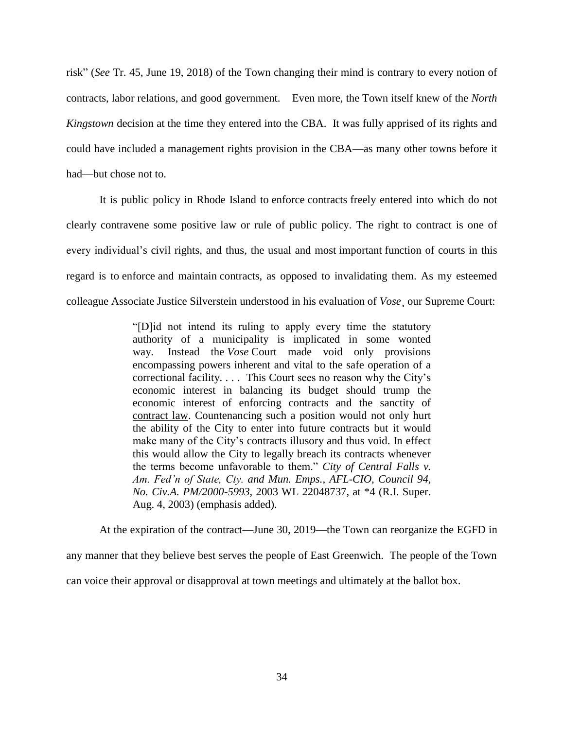risk" (*See* Tr. 45, June 19, 2018) of the Town changing their mind is contrary to every notion of contracts, labor relations, and good government. Even more, the Town itself knew of the *North Kingstown* decision at the time they entered into the CBA. It was fully apprised of its rights and could have included a management rights provision in the CBA—as many other towns before it had—but chose not to.

It is public policy in Rhode Island to enforce contracts freely entered into which do not clearly contravene some positive law or rule of public policy. The right to contract is one of every individual's civil rights, and thus, the usual and most important function of courts in this regard is to enforce and maintain contracts, as opposed to invalidating them. As my esteemed colleague Associate Justice Silverstein understood in his evaluation of *Vose*¸ our Supreme Court:

> "[D]id not intend its ruling to apply every time the statutory authority of a municipality is implicated in some wonted way. Instead the *Vose* Court made void only provisions encompassing powers inherent and vital to the safe operation of a correctional facility. . . . This Court sees no reason why the City's economic interest in balancing its budget should trump the economic interest of enforcing contracts and the <u>sanctity of contract law</u>. Countenancing such a position would not only hurt the ability of the City to enter into future contracts but it would make many of the City's contracts illusory and thus void. In effect this would allow the City to legally breach its contracts whenever the terms become unfavorable to them." *City of Central Falls v. Am. Fed'n of State, Cty. and Mun. Emps., AFL-CIO, Council 94, No. Civ.A. PM/2000-5993*, 2003 WL 22048737, at *4 (R.I. Super. Aug. 4, 2003) (emphasis added).

At the expiration of the contract—June 30, 2019—the Town can reorganize the EGFD in any manner that they believe best serves the people of East Greenwich. The people of the Town can voice their approval or disapproval at town meetings and ultimately at the ballot box.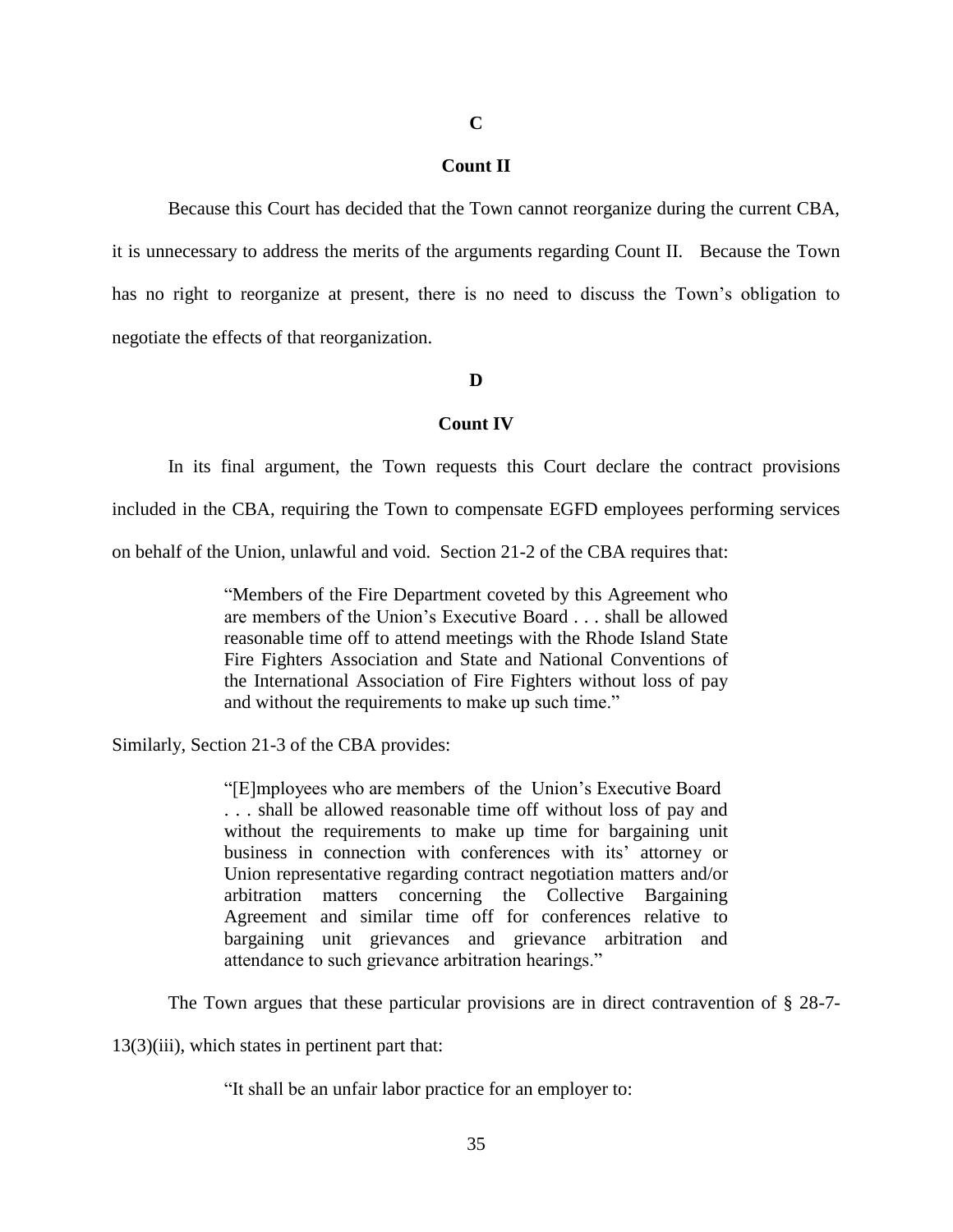### C

### Count II

Because this Court has decided that the Town cannot reorganize during the current CBA, it is unnecessary to address the merits of the arguments regarding Count II. Because the Town has no right to reorganize at present, there is no need to discuss the Town's obligation to negotiate the effects of that reorganization.

### D

### Count IV

In its final argument, the Town requests this Court declare the contract provisions included in the CBA, requiring the Town to compensate EGFD employees performing services on behalf of the Union, unlawful and void. Section 21-2 of the CBA requires that:

> "Members of the Fire Department coveted by this Agreement who are members of the Union's Executive Board . . . shall be allowed reasonable time off to attend meetings with the Rhode Island State Fire Fighters Association and State and National Conventions of the International Association of Fire Fighters without loss of pay and without the requirements to make up such time."

Similarly, Section 21-3 of the CBA provides:

> "[E]mployees who are members of the Union's Executive Board . . . shall be allowed reasonable time off without loss of pay and without the requirements to make up time for bargaining unit business in connection with conferences with its' attorney or Union representative regarding contract negotiation matters and/or arbitration matters concerning the Collective Bargaining Agreement and similar time off for conferences relative to bargaining unit grievances and grievance arbitration and attendance to such grievance arbitration hearings."

The Town argues that these particular provisions are in direct contravention of § 28-7-13(3)(iii), which states in pertinent part that:

> "It shall be an unfair labor practice for an employer to: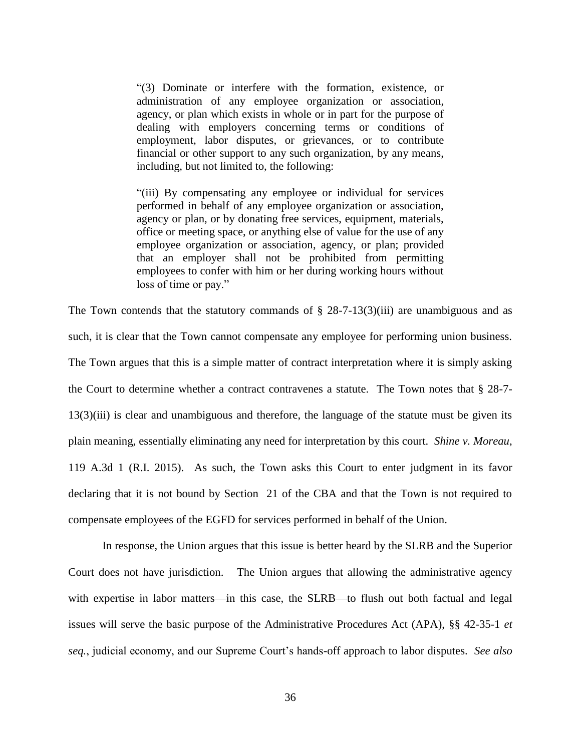> "(3) Dominate or interfere with the formation, existence, or administration of any employee organization or association, agency, or plan which exists in whole or in part for the purpose of dealing with employers concerning terms or conditions of employment, labor disputes, or grievances, or to contribute financial or other support to any such organization, by any means, including, but not limited to, the following:
>
> "(iii) By compensating any employee or individual for services performed in behalf of any employee organization or association, agency or plan, or by donating free services, equipment, materials, office or meeting space, or anything else of value for the use of any employee organization or association, agency, or plan; provided that an employer shall not be prohibited from permitting employees to confer with him or her during working hours without loss of time or pay."

The Town contends that the statutory commands of § 28-7-13(3)(iii) are unambiguous and as such, it is clear that the Town cannot compensate any employee for performing union business. The Town argues that this is a simple matter of contract interpretation where it is simply asking the Court to determine whether a contract contravenes a statute. The Town notes that § 28-7-13(3)(iii) is clear and unambiguous and therefore, the language of the statute must be given its plain meaning, essentially eliminating any need for interpretation by this court. *Shine v. Moreau*, 119 A.3d 1 (R.I. 2015). As such, the Town asks this Court to enter judgment in its favor declaring that it is not bound by Section 21 of the CBA and that the Town is not required to compensate employees of the EGFD for services performed in behalf of the Union.

In response, the Union argues that this issue is better heard by the SLRB and the Superior Court does not have jurisdiction. The Union argues that allowing the administrative agency with expertise in labor matters—in this case, the SLRB—to flush out both factual and legal issues will serve the basic purpose of the Administrative Procedures Act (APA), §§ 42-35-1 *et seq.*, judicial economy, and our Supreme Court's hands-off approach to labor disputes. *See also*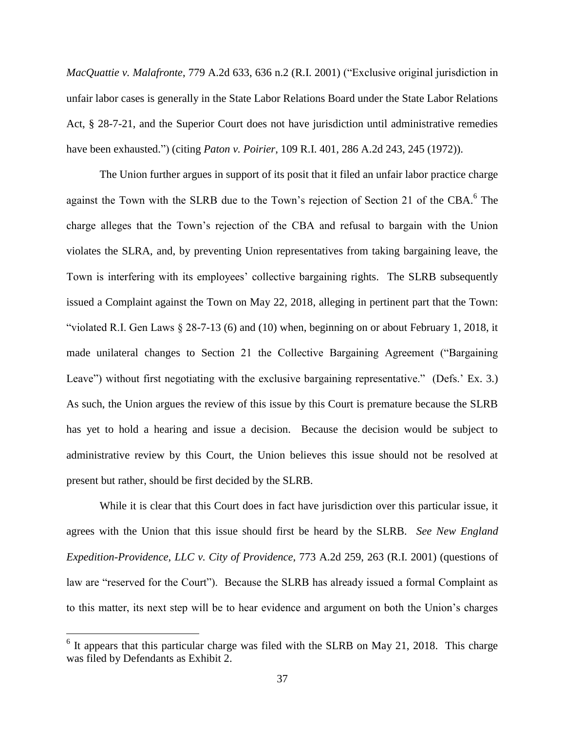*MacQuattie v. Malafronte*, 779 A.2d 633, 636 n.2 (R.I. 2001) ("Exclusive original jurisdiction in unfair labor cases is generally in the State Labor Relations Board under the State Labor Relations Act, § 28-7-21, and the Superior Court does not have jurisdiction until administrative remedies have been exhausted.") (citing *Paton v. Poirier*, 109 R.I. 401, 286 A.2d 243, 245 (1972)).

The Union further argues in support of its posit that it filed an unfair labor practice charge against the Town with the SLRB due to the Town's rejection of Section 21 of the CBA.[6] The charge alleges that the Town's rejection of the CBA and refusal to bargain with the Union violates the SLRA, and, by preventing Union representatives from taking bargaining leave, the Town is interfering with its employees' collective bargaining rights. The SLRB subsequently issued a Complaint against the Town on May 22, 2018, alleging in pertinent part that the Town: "violated R.I. Gen Laws § 28-7-13 (6) and (10) when, beginning on or about February 1, 2018, it made unilateral changes to Section 21 the Collective Bargaining Agreement ("Bargaining Leave") without first negotiating with the exclusive bargaining representative." (Defs.' Ex. 3.) As such, the Union argues the review of this issue by this Court is premature because the SLRB has yet to hold a hearing and issue a decision. Because the decision would be subject to administrative review by this Court, the Union believes this issue should not be resolved at present but rather, should be first decided by the SLRB.

While it is clear that this Court does in fact have jurisdiction over this particular issue, it agrees with the Union that this issue should first be heard by the SLRB. *See New England Expedition-Providence, LLC v. City of Providence*, 773 A.2d 259, 263 (R.I. 2001) (questions of law are "reserved for the Court"). Because the SLRB has already issued a formal Complaint as to this matter, its next step will be to hear evidence and argument on both the Union's charges

[6] It appears that this particular charge was filed with the SLRB on May 21, 2018. This charge was filed by Defendants as Exhibit 2.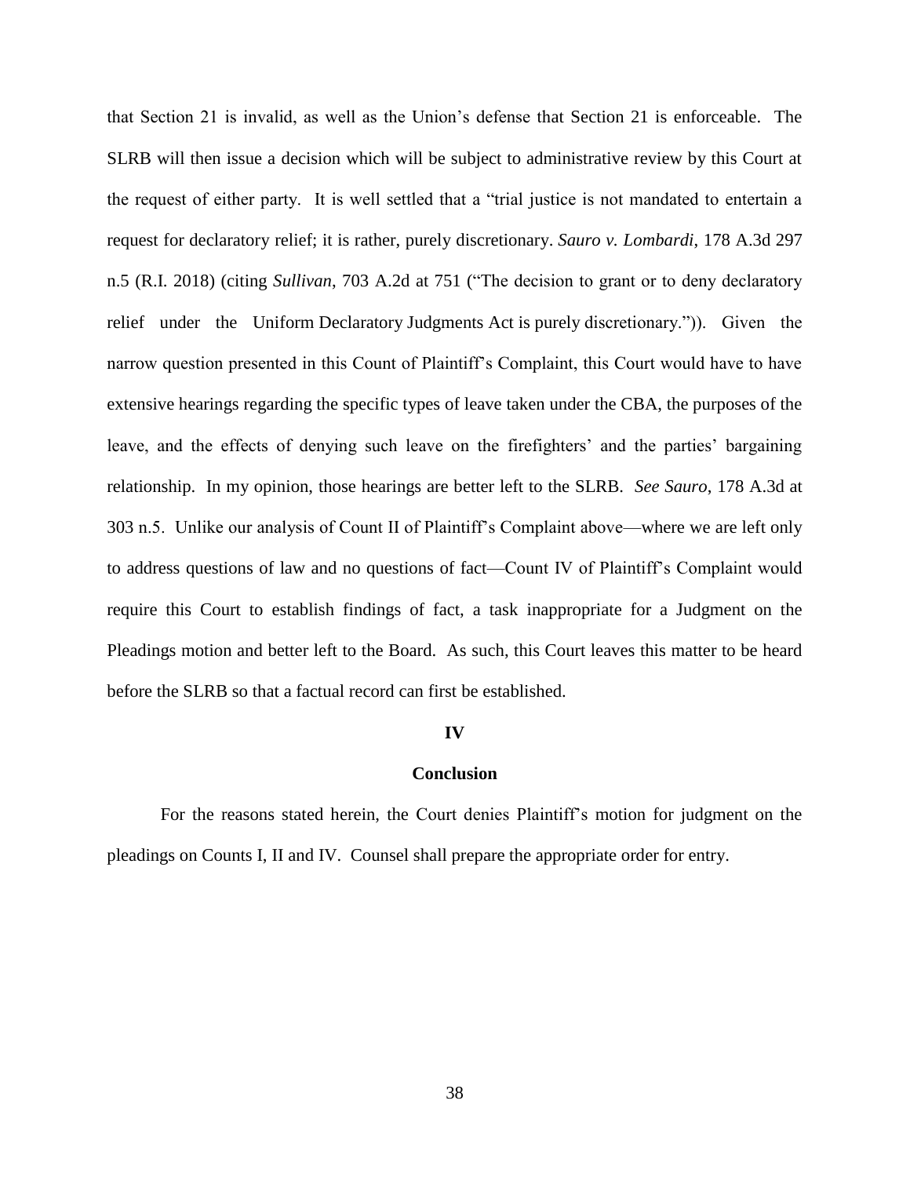that Section 21 is invalid, as well as the Union's defense that Section 21 is enforceable. The SLRB will then issue a decision which will be subject to administrative review by this Court at the request of either party. It is well settled that a "trial justice is not mandated to entertain a request for declaratory relief; it is rather, purely discretionary. *Sauro v. Lombardi*, 178 A.3d 297 n.5 (R.I. 2018) (citing *Sullivan*, 703 A.2d at 751 ("The decision to grant or to deny declaratory relief under the Uniform Declaratory Judgments Act is purely discretionary.")). Given the narrow question presented in this Count of Plaintiff's Complaint, this Court would have to have extensive hearings regarding the specific types of leave taken under the CBA, the purposes of the leave, and the effects of denying such leave on the firefighters' and the parties' bargaining relationship. In my opinion, those hearings are better left to the SLRB. *See Sauro*, 178 A.3d at 303 n.5. Unlike our analysis of Count II of Plaintiff's Complaint above—where we are left only to address questions of law and no questions of fact—Count IV of Plaintiff's Complaint would require this Court to establish findings of fact, a task inappropriate for a Judgment on the Pleadings motion and better left to the Board. As such, this Court leaves this matter to be heard before the SLRB so that a factual record can first be established.

## IV

## Conclusion

For the reasons stated herein, the Court denies Plaintiff's motion for judgment on the pleadings on Counts I, II and IV. Counsel shall prepare the appropriate order for entry.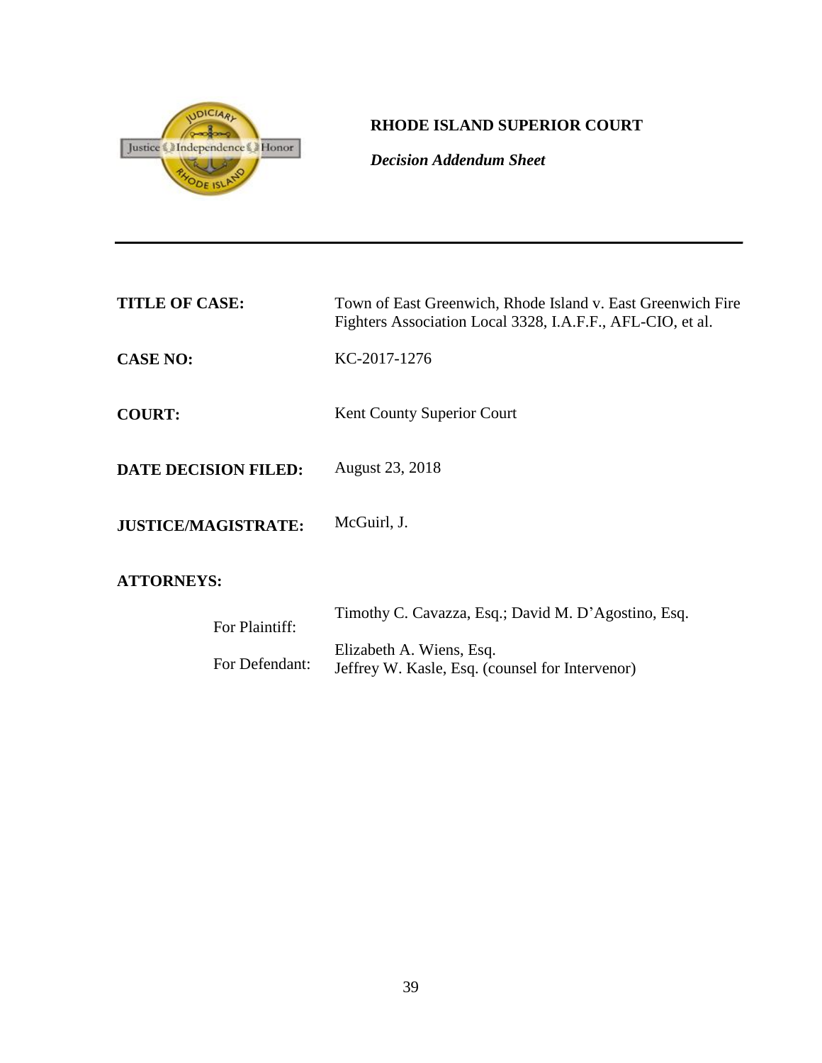## RHODE ISLAND SUPERIOR COURT

***Decision Addendum Sheet***

---

| | |
|---|---|
| **TITLE OF CASE:** | Town of East Greenwich, Rhode Island v. East Greenwich Fire Fighters Association Local 3328, I.A.F.F., AFL-CIO, et al. |
| **CASE NO:** | KC-2017-1276 |
| **COURT:** | Kent County Superior Court |
| **DATE DECISION FILED:** | August 23, 2018 |
| **JUSTICE/MAGISTRATE:** | McGuirl, J. |

**ATTORNEYS:**

| | |
|---|---|
| For Plaintiff: | Timothy C. Cavazza, Esq.; David M. D'Agostino, Esq. |
| For Defendant: | Elizabeth A. Wiens, Esq.<br>Jeffrey W. Kasle, Esq. (counsel for Intervenor) |